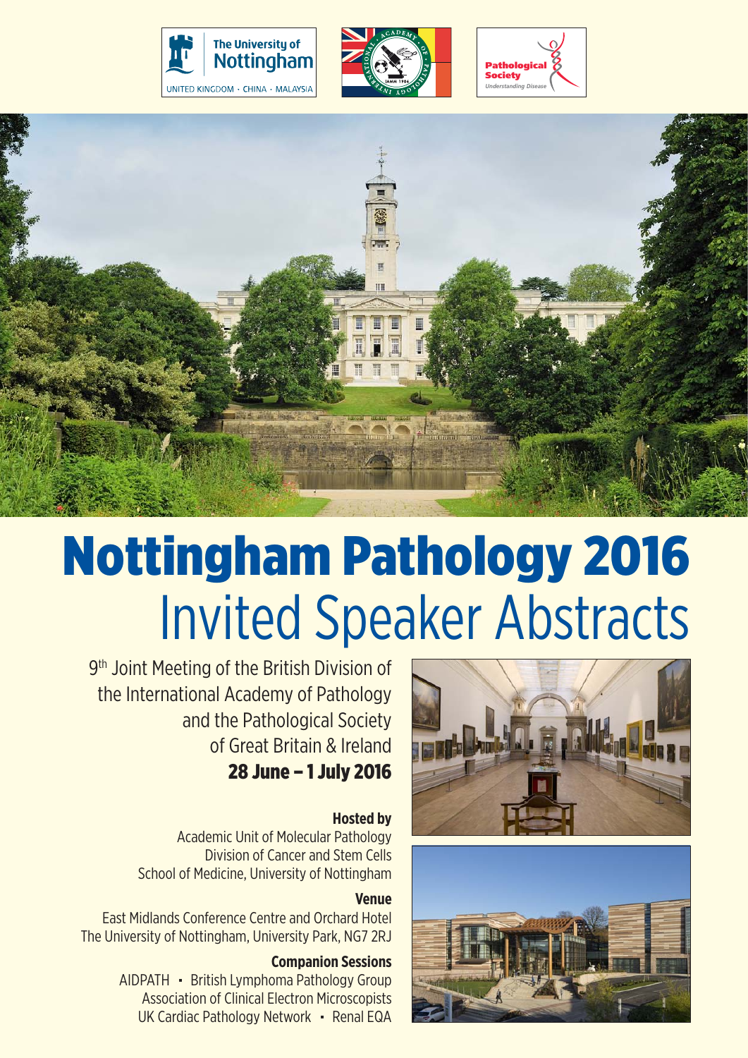The University of Nottingham

UNITED KINGDOM · CHINA · MALAYSIA

Pathological Society

*Understanding Disease*

# Nottingham Pathology 2016

## Invited Speaker Abstracts

9th Joint Meeting of the British Division of the International Academy of Pathology and the Pathological Society of Great Britain & Ireland

**28 June – 1 July 2016**

**Hosted by**

Academic Unit of Molecular Pathology
Division of Cancer and Stem Cells
School of Medicine, University of Nottingham

**Venue**

East Midlands Conference Centre and Orchard Hotel
The University of Nottingham, University Park, NG7 2RJ

**Companion Sessions**

AIDPATH · British Lymphoma Pathology Group
Association of Clinical Electron Microscopists
UK Cardiac Pathology Network · Renal EQA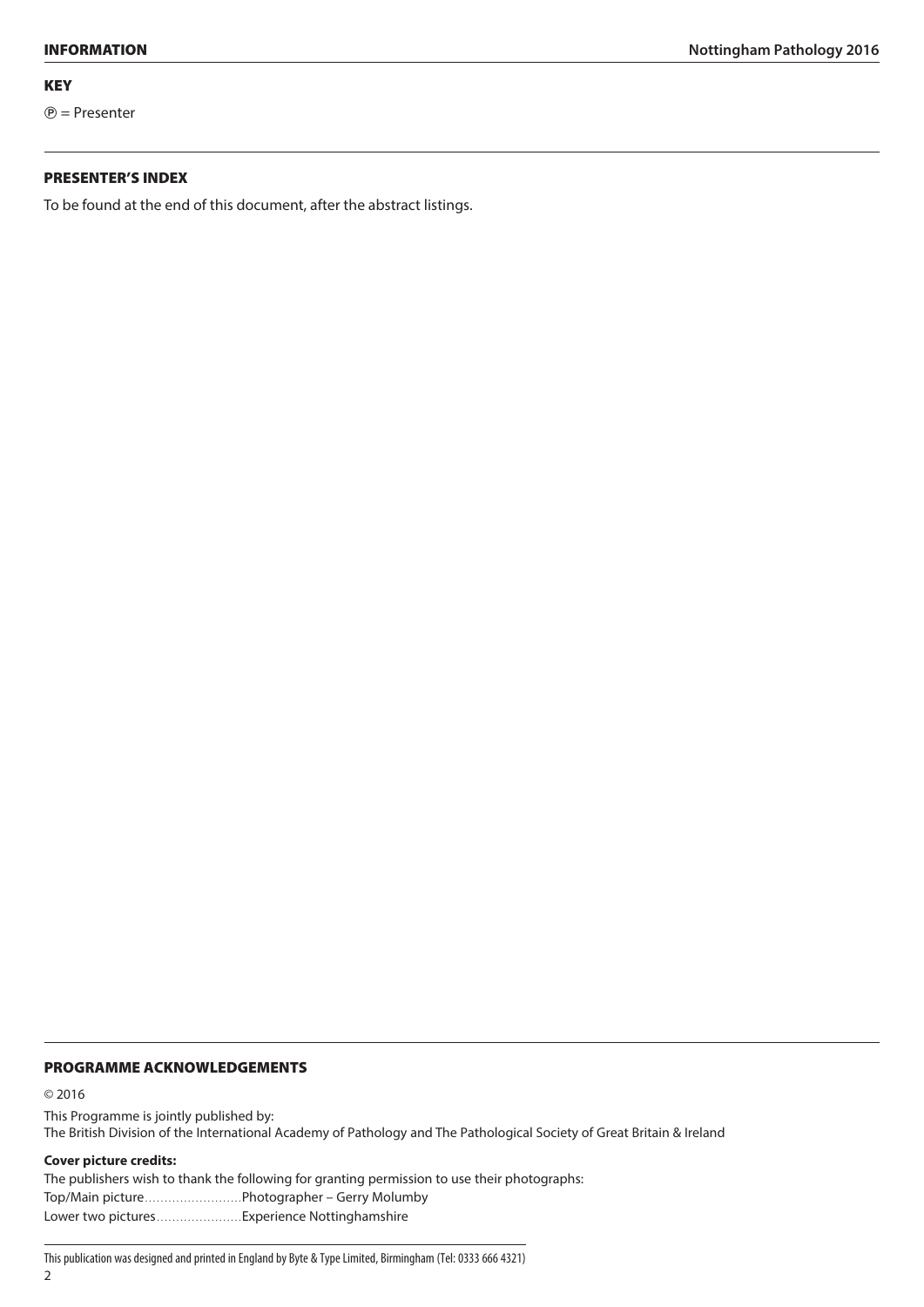## KEY

Ⓟ = Presenter

## PRESENTER'S INDEX

To be found at the end of this document, after the abstract listings.

## PROGRAMME ACKNOWLEDGEMENTS

© 2016

This Programme is jointly published by:
The British Division of the International Academy of Pathology and The Pathological Society of Great Britain & Ireland

**Cover picture credits:**

The publishers wish to thank the following for granting permission to use their photographs:
Top/Main picture……………………Photographer – Gerry Molumby
Lower two pictures…………………Experience Nottinghamshire

This publication was designed and printed in England by Byte & Type Limited, Birmingham (Tel: 0333 666 4321)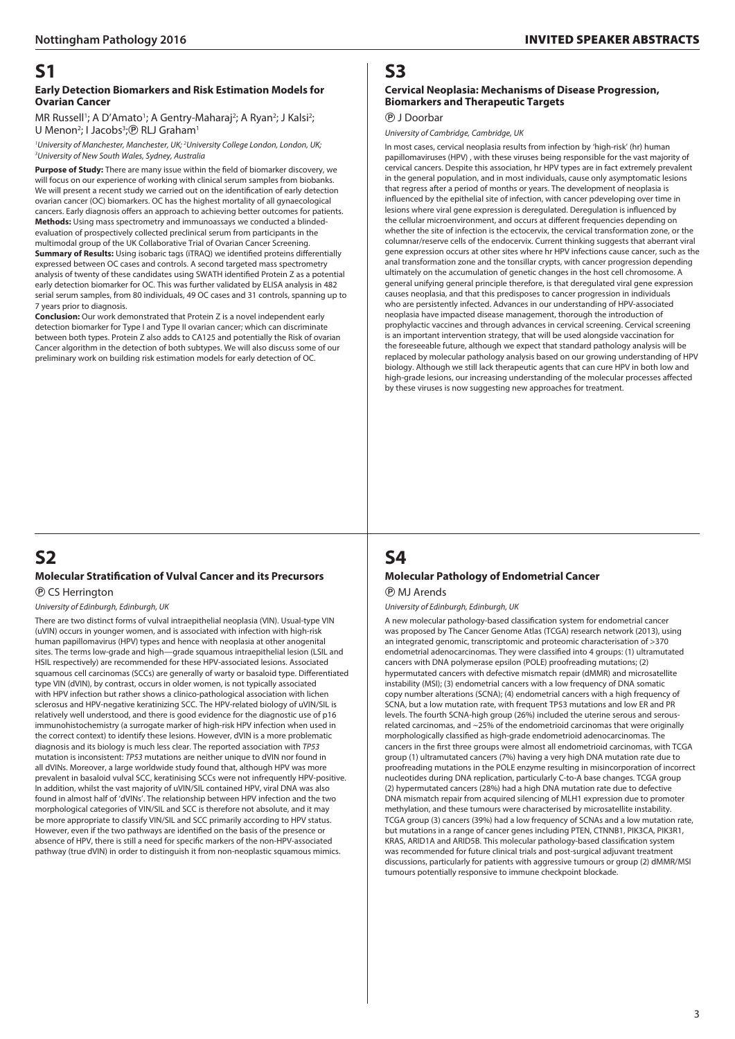# S1

### Early Detection Biomarkers and Risk Estimation Models for Ovarian Cancer

MR Russell[1]; A D'Amato[1]; A Gentry-Maharaj[2]; A Ryan[2]; J Kalsi[2]; U Menon[2]; I Jacobs[3]; Ⓟ RLJ Graham[1]

*[1]University of Manchester, Manchester, UK; [2]University College London, London, UK; [3]University of New South Wales, Sydney, Australia*

**Purpose of Study:** There are many issue within the field of biomarker discovery, we will focus on our experience of working with clinical serum samples from biobanks. We will present a recent study we carried out on the identification of early detection ovarian cancer (OC) biomarkers. OC has the highest mortality of all gynaecological cancers. Early diagnosis offers an approach to achieving better outcomes for patients.
**Methods:** Using mass spectrometry and immunoassays we conducted a blinded-evaluation of prospectively collected preclinical serum from participants in the multimodal group of the UK Collaborative Trial of Ovarian Cancer Screening.
**Summary of Results:** Using isobaric tags (iTRAQ) we identified proteins differentially expressed between OC cases and controls. A second targeted mass spectrometry analysis of twenty of these candidates using SWATH identified Protein Z as a potential early detection biomarker for OC. This was further validated by ELISA analysis in 482 serial serum samples, from 80 individuals, 49 OC cases and 31 controls, spanning up to 7 years prior to diagnosis.
**Conclusion:** Our work demonstrated that Protein Z is a novel independent early detection biomarker for Type I and Type II ovarian cancer; which can discriminate between both types. Protein Z also adds to CA125 and potentially the Risk of ovarian Cancer algorithm in the detection of both subtypes. We will also discuss some of our preliminary work on building risk estimation models for early detection of OC.

# S2

### Molecular Stratification of Vulval Cancer and its Precursors

Ⓟ CS Herrington

*University of Edinburgh, Edinburgh, UK*

There are two distinct forms of vulval intraepithelial neoplasia (VIN). Usual-type VIN (uVIN) occurs in younger women, and is associated with infection with high-risk human papillomavirus (HPV) types and hence with neoplasia at other anogenital sites. The terms low-grade and high—grade squamous intraepithelial lesion (LSIL and HSIL respectively) are recommended for these HPV-associated lesions. Associated squamous cell carcinomas (SCCs) are generally of warty or basaloid type. Differentiated type VIN (dVIN), by contrast, occurs in older women, is not typically associated with HPV infection but rather shows a clinico-pathological association with lichen sclerosus and HPV-negative keratinizing SCC. The HPV-related biology of uVIN/SIL is relatively well understood, and there is good evidence for the diagnostic use of p16 immunohistochemistry (a surrogate marker of high-risk HPV infection when used in the correct context) to identify these lesions. However, dVIN is a more problematic diagnosis and its biology is much less clear. The reported association with *TP53* mutation is inconsistent: *TP53* mutations are neither unique to dVIN nor found in all dVINs. Moreover, a large worldwide study found that, although HPV was more prevalent in basaloid vulval SCC, keratinising SCCs were not infrequently HPV-positive. In addition, whilst the vast majority of uVIN/SIL contained HPV, viral DNA was also found in almost half of 'dVINs'. The relationship between HPV infection and the two morphological categories of VIN/SIL and SCC is therefore not absolute, and it may be more appropriate to classify VIN/SIL and SCC primarily according to HPV status. However, even if the two pathways are identified on the basis of the presence or absence of HPV, there is still a need for specific markers of the non-HPV-associated pathway (true dVIN) in order to distinguish it from non-neoplastic squamous mimics.

# S3

### Cervical Neoplasia: Mechanisms of Disease Progression, Biomarkers and Therapeutic Targets

Ⓟ J Doorbar

*University of Cambridge, Cambridge, UK*

In most cases, cervical neoplasia results from infection by 'high-risk' (hr) human papillomaviruses (HPV) , with these viruses being responsible for the vast majority of cervical cancers. Despite this association, hr HPV types are in fact extremely prevalent in the general population, and in most individuals, cause only asymptomatic lesions that regress after a period of months or years. The development of neoplasia is influenced by the epithelial site of infection, with cancer pdeveloping over time in lesions where viral gene expression is deregulated. Deregulation is influenced by the cellular microenvironment, and occurs at different frequencies depending on whether the site of infection is the ectocervix, the cervical transformation zone, or the columnar/reserve cells of the endocervix. Current thinking suggests that aberrant viral gene expression occurs at other sites where hr HPV infections cause cancer, such as the anal transformation zone and the tonsillar crypts, with cancer progression depending ultimately on the accumulation of genetic changes in the host cell chromosome. A general unifying general principle therefore, is that deregulated viral gene expression causes neoplasia, and that this predisposes to cancer progression in individuals who are persistently infected. Advances in our understanding of HPV-associated neoplasia have impacted disease management, thorough the introduction of prophylactic vaccines and through advances in cervical screening. Cervical screening is an important intervention strategy, that will be used alongside vaccination for the foreseeable future, although we expect that standard pathology analysis will be replaced by molecular pathology analysis based on our growing understanding of HPV biology. Although we still lack therapeutic agents that can cure HPV in both low and high-grade lesions, our increasing understanding of the molecular processes affected by these viruses is now suggesting new approaches for treatment.

# S4

### Molecular Pathology of Endometrial Cancer

Ⓟ MJ Arends

*University of Edinburgh, Edinburgh, UK*

A new molecular pathology-based classification system for endometrial cancer was proposed by The Cancer Genome Atlas (TCGA) research network (2013), using an integrated genomic, transcriptomic and proteomic characterisation of >370 endometrial adenocarcinomas. They were classified into 4 groups: (1) ultramutated cancers with DNA polymerase epsilon (POLE) proofreading mutations; (2) hypermutated cancers with defective mismatch repair (dMMR) and microsatellite instability (MSI); (3) endometrial cancers with a low frequency of DNA somatic copy number alterations (SCNA); (4) endometrial cancers with a high frequency of SCNA, but a low mutation rate, with frequent TP53 mutations and low ER and PR levels. The fourth SCNA-high group (26%) included the uterine serous and serous-related carcinomas, and ~25% of the endometrioid carcinomas that were originally morphologically classified as high-grade endometrioid adenocarcinomas. The cancers in the first three groups were almost all endometrioid carcinomas, with TCGA group (1) ultramutated cancers (7%) having a very high DNA mutation rate due to proofreading mutations in the POLE enzyme resulting in misincorporation of incorrect nucleotides during DNA replication, particularly C-to-A base changes. TCGA group (2) hypermutated cancers (28%) had a high DNA mutation rate due to defective DNA mismatch repair from acquired silencing of MLH1 expression due to promoter methylation, and these tumours were characterised by microsatellite instability. TCGA group (3) cancers (39%) had a low frequency of SCNAs and a low mutation rate, but mutations in a range of cancer genes including PTEN, CTNNB1, PIK3CA, PIK3R1, KRAS, ARID1A and ARID5B. This molecular pathology-based classification system was recommended for future clinical trials and post-surgical adjuvant treatment discussions, particularly for patients with aggressive tumours or group (2) dMMR/MSI tumours potentially responsive to immune checkpoint blockade.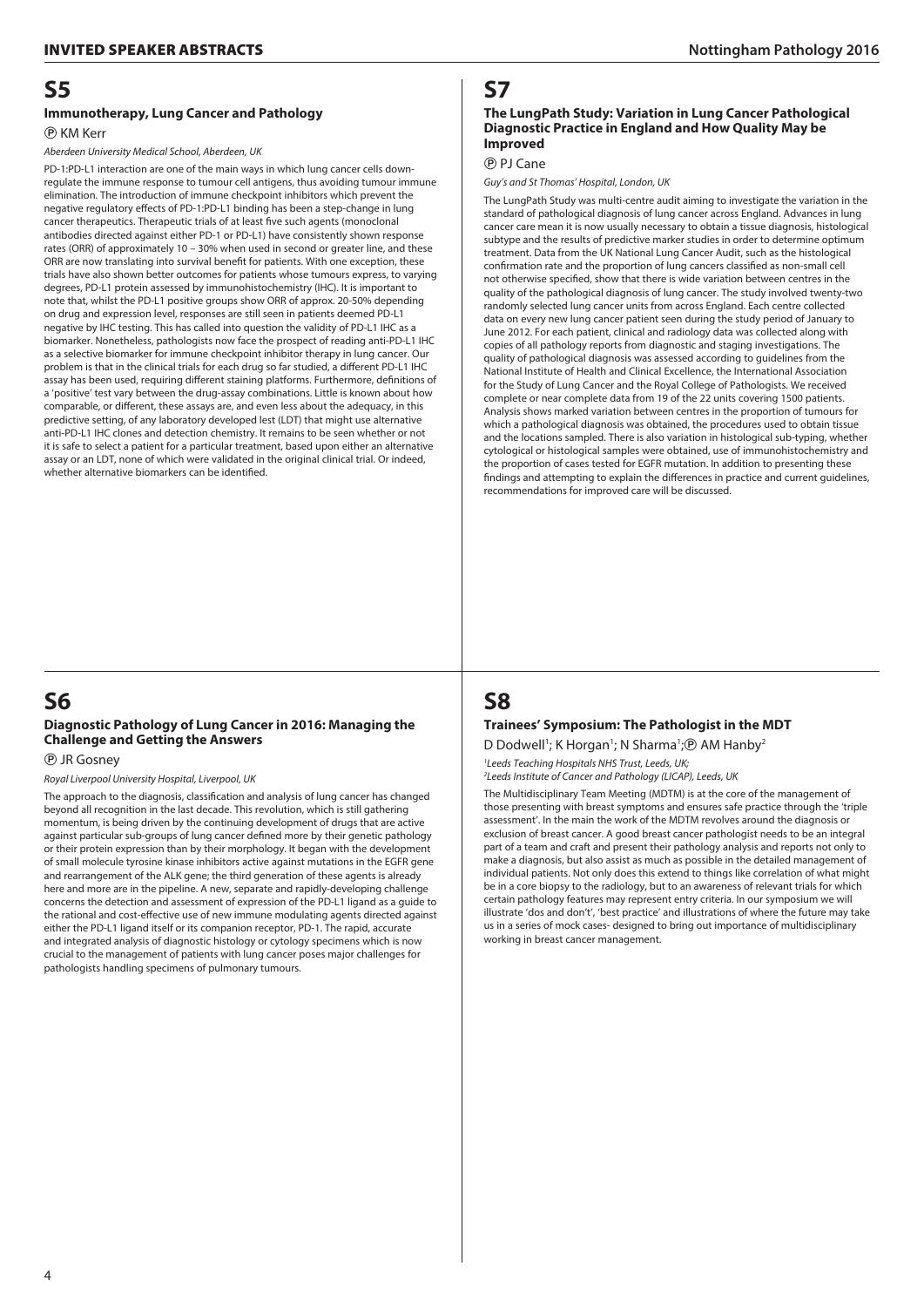# S5

### Immunotherapy, Lung Cancer and Pathology

Ⓟ KM Kerr

*Aberdeen University Medical School, Aberdeen, UK*

PD-1:PD-L1 interaction are one of the main ways in which lung cancer cells down-regulate the immune response to tumour cell antigens, thus avoiding tumour immune elimination. The introduction of immune checkpoint inhibitors which prevent the negative regulatory effects of PD-1:PD-L1 binding has been a step-change in lung cancer therapeutics. Therapeutic trials of at least five such agents (monoclonal antibodies directed against either PD-1 or PD-L1) have consistently shown response rates (ORR) of approximately 10 – 30% when used in second or greater line, and these ORR are now translating into survival benefit for patients. With one exception, these trials have also shown better outcomes for patients whose tumours express, to varying degrees, PD-L1 protein assessed by immunohistochemistry (IHC). It is important to note that, whilst the PD-L1 positive groups show ORR of approx. 20-50% depending on drug and expression level, responses are still seen in patients deemed PD-L1 negative by IHC testing. This has called into question the validity of PD-L1 IHC as a biomarker. Nonetheless, pathologists now face the prospect of reading anti-PD-L1 IHC as a selective biomarker for immune checkpoint inhibitor therapy in lung cancer. Our problem is that in the clinical trials for each drug so far studied, a different PD-L1 IHC assay has been used, requiring different staining platforms. Furthermore, definitions of a 'positive' test vary between the drug-assay combinations. Little is known about how comparable, or different, these assays are, and even less about the adequacy, in this predictive setting, of any laboratory developed lest (LDT) that might use alternative anti-PD-L1 IHC clones and detection chemistry. It remains to be seen whether or not it is safe to select a patient for a particular treatment, based upon either an alternative assay or an LDT, none of which were validated in the original clinical trial. Or indeed, whether alternative biomarkers can be identified.

# S6

### Diagnostic Pathology of Lung Cancer in 2016: Managing the Challenge and Getting the Answers

Ⓟ JR Gosney

*Royal Liverpool University Hospital, Liverpool, UK*

The approach to the diagnosis, classification and analysis of lung cancer has changed beyond all recognition in the last decade. This revolution, which is still gathering momentum, is being driven by the continuing development of drugs that are active against particular sub-groups of lung cancer defined more by their genetic pathology or their protein expression than by their morphology. It began with the development of small molecule tyrosine kinase inhibitors active against mutations in the EGFR gene and rearrangement of the ALK gene; the third generation of these agents is already here and more are in the pipeline. A new, separate and rapidly-developing challenge concerns the detection and assessment of expression of the PD-L1 ligand as a guide to the rational and cost-effective use of new immune modulating agents directed against either the PD-L1 ligand itself or its companion receptor, PD-1. The rapid, accurate and integrated analysis of diagnostic histology or cytology specimens which is now crucial to the management of patients with lung cancer poses major challenges for pathologists handling specimens of pulmonary tumours.

# S7

### The LungPath Study: Variation in Lung Cancer Pathological Diagnostic Practice in England and How Quality May be Improved

Ⓟ PJ Cane

*Guy's and St Thomas' Hospital, London, UK*

The LungPath Study was multi-centre audit aiming to investigate the variation in the standard of pathological diagnosis of lung cancer across England. Advances in lung cancer care mean it is now usually necessary to obtain a tissue diagnosis, histological subtype and the results of predictive marker studies in order to determine optimum treatment. Data from the UK National Lung Cancer Audit, such as the histological confirmation rate and the proportion of lung cancers classified as non-small cell not otherwise specified, show that there is wide variation between centres in the quality of the pathological diagnosis of lung cancer. The study involved twenty-two randomly selected lung cancer units from across England. Each centre collected data on every new lung cancer patient seen during the study period of January to June 2012. For each patient, clinical and radiology data was collected along with copies of all pathology reports from diagnostic and staging investigations. The quality of pathological diagnosis was assessed according to guidelines from the National Institute of Health and Clinical Excellence, the International Association for the Study of Lung Cancer and the Royal College of Pathologists. We received complete or near complete data from 19 of the 22 units covering 1500 patients. Analysis shows marked variation between centres in the proportion of tumours for which a pathological diagnosis was obtained, the procedures used to obtain tissue and the locations sampled. There is also variation in histological sub-typing, whether cytological or histological samples were obtained, use of immunohistochemistry and the proportion of cases tested for EGFR mutation. In addition to presenting these findings and attempting to explain the differences in practice and current guidelines, recommendations for improved care will be discussed.

# S8

### Trainees' Symposium: The Pathologist in the MDT

D Dodwell[1]; K Horgan[1]; N Sharma[1]; Ⓟ AM Hanby[2]

[1]*Leeds Teaching Hospitals NHS Trust, Leeds, UK;*
[2]*Leeds Institute of Cancer and Pathology (LICAP), Leeds, UK*

The Multidisciplinary Team Meeting (MDTM) is at the core of the management of those presenting with breast symptoms and ensures safe practice through the 'triple assessment'. In the main the work of the MDTM revolves around the diagnosis or exclusion of breast cancer. A good breast cancer pathologist needs to be an integral part of a team and craft and present their pathology analysis and reports not only to make a diagnosis, but also assist as much as possible in the detailed management of individual patients. Not only does this extend to things like correlation of what might be in a core biopsy to the radiology, but to an awareness of relevant trials for which certain pathology features may represent entry criteria. In our symposium we will illustrate 'dos and don't', 'best practice' and illustrations of where the future may take us in a series of mock cases- designed to bring out importance of multidisciplinary working in breast cancer management.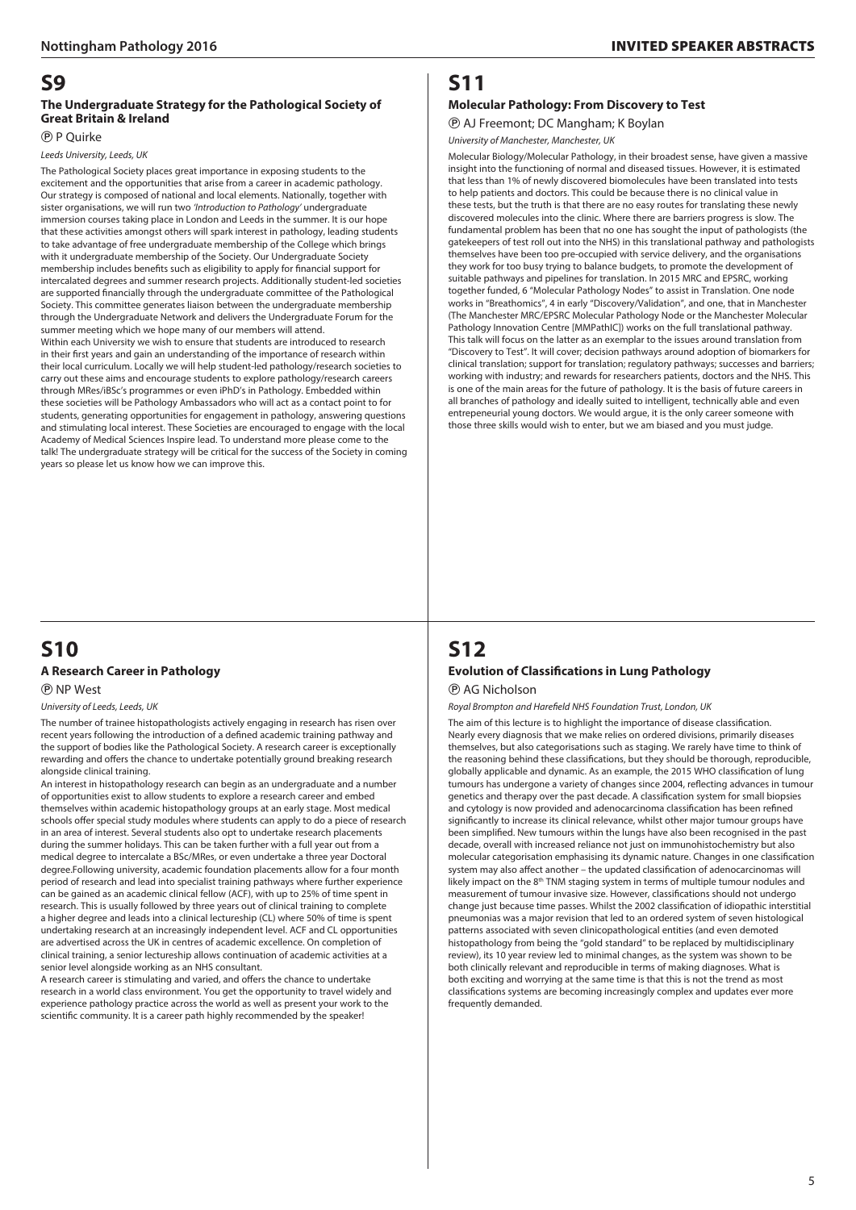# S9

### The Undergraduate Strategy for the Pathological Society of Great Britain & Ireland

Ⓟ P Quirke

*Leeds University, Leeds, UK*

The Pathological Society places great importance in exposing students to the excitement and the opportunities that arise from a career in academic pathology. Our strategy is composed of national and local elements. Nationally, together with sister organisations, we will run two *'Introduction to Pathology'* undergraduate immersion courses taking place in London and Leeds in the summer. It is our hope that these activities amongst others will spark interest in pathology, leading students to take advantage of free undergraduate membership of the College which brings with it undergraduate membership of the Society. Our Undergraduate Society membership includes benefits such as eligibility to apply for financial support for intercalated degrees and summer research projects. Additionally student-led societies are supported financially through the undergraduate committee of the Pathological Society. This committee generates liaison between the undergraduate membership through the Undergraduate Network and delivers the Undergraduate Forum for the summer meeting which we hope many of our members will attend.

Within each University we wish to ensure that students are introduced to research in their first years and gain an understanding of the importance of research within their local curriculum. Locally we will help student-led pathology/research societies to carry out these aims and encourage students to explore pathology/research careers through MRes/iBSc's programmes or even iPhD's in Pathology. Embedded within these societies will be Pathology Ambassadors who will act as a contact point to for students, generating opportunities for engagement in pathology, answering questions and stimulating local interest. These Societies are encouraged to engage with the local Academy of Medical Sciences Inspire lead. To understand more please come to the talk! The undergraduate strategy will be critical for the success of the Society in coming years so please let us know how we can improve this.

# S10

### A Research Career in Pathology

Ⓟ NP West

*University of Leeds, Leeds, UK*

The number of trainee histopathologists actively engaging in research has risen over recent years following the introduction of a defined academic training pathway and the support of bodies like the Pathological Society. A research career is exceptionally rewarding and offers the chance to undertake potentially ground breaking research alongside clinical training.

An interest in histopathology research can begin as an undergraduate and a number of opportunities exist to allow students to explore a research career and embed themselves within academic histopathology groups at an early stage. Most medical schools offer special study modules where students can apply to do a piece of research in an area of interest. Several students also opt to undertake research placements during the summer holidays. This can be taken further with a full year out from a medical degree to intercalate a BSc/MRes, or even undertake a three year Doctoral degree.Following university, academic foundation placements allow for a four month period of research and lead into specialist training pathways where further experience can be gained as an academic clinical fellow (ACF), with up to 25% of time spent in research. This is usually followed by three years out of clinical training to complete a higher degree and leads into a clinical lectureship (CL) where 50% of time is spent undertaking research at an increasingly independent level. ACF and CL opportunities are advertised across the UK in centres of academic excellence. On completion of clinical training, a senior lectureship allows continuation of academic activities at a senior level alongside working as an NHS consultant.

A research career is stimulating and varied, and offers the chance to undertake research in a world class environment. You get the opportunity to travel widely and experience pathology practice across the world as well as present your work to the scientific community. It is a career path highly recommended by the speaker!

# S11

### Molecular Pathology: From Discovery to Test

Ⓟ AJ Freemont; DC Mangham; K Boylan

*University of Manchester, Manchester, UK*

Molecular Biology/Molecular Pathology, in their broadest sense, have given a massive insight into the functioning of normal and diseased tissues. However, it is estimated that less than 1% of newly discovered biomolecules have been translated into tests to help patients and doctors. This could be because there is no clinical value in these tests, but the truth is that there are no easy routes for translating these newly discovered molecules into the clinic. Where there are barriers progress is slow. The fundamental problem has been that no one has sought the input of pathologists (the gatekeepers of test roll out into the NHS) in this translational pathway and pathologists themselves have been too pre-occupied with service delivery, and the organisations they work for too busy trying to balance budgets, to promote the development of suitable pathways and pipelines for translation. In 2015 MRC and EPSRC, working together funded, 6 "Molecular Pathology Nodes" to assist in Translation. One node works in "Breathomics", 4 in early "Discovery/Validation", and one, that in Manchester (The Manchester MRC/EPSRC Molecular Pathology Node or the Manchester Molecular Pathology Innovation Centre [MMPathIC]) works on the full translational pathway. This talk will focus on the latter as an exemplar to the issues around translation from "Discovery to Test". It will cover; decision pathways around adoption of biomarkers for clinical translation; support for translation; regulatory pathways; successes and barriers; working with industry; and rewards for researchers patients, doctors and the NHS. This is one of the main areas for the future of pathology. It is the basis of future careers in all branches of pathology and ideally suited to intelligent, technically able and even entrepeneurial young doctors. We would argue, it is the only career someone with those three skills would wish to enter, but we am biased and you must judge.

# S12

### Evolution of Classifications in Lung Pathology

Ⓟ AG Nicholson

*Royal Brompton and Harefield NHS Foundation Trust, London, UK*

The aim of this lecture is to highlight the importance of disease classification. Nearly every diagnosis that we make relies on ordered divisions, primarily diseases themselves, but also categorisations such as staging. We rarely have time to think of the reasoning behind these classifications, but they should be thorough, reproducible, globally applicable and dynamic. As an example, the 2015 WHO classification of lung tumours has undergone a variety of changes since 2004, reflecting advances in tumour genetics and therapy over the past decade. A classification system for small biopsies and cytology is now provided and adenocarcinoma classification has been refined significantly to increase its clinical relevance, whilst other major tumour groups have been simplified. New tumours within the lungs have also been recognised in the past decade, overall with increased reliance not just on immunohistochemistry but also molecular categorisation emphasising its dynamic nature. Changes in one classification system may also affect another – the updated classification of adenocarcinomas will likely impact on the 8th TNM staging system in terms of multiple tumour nodules and measurement of tumour invasive size. However, classifications should not undergo change just because time passes. Whilst the 2002 classification of idiopathic interstitial pneumonias was a major revision that led to an ordered system of seven histological patterns associated with seven clinicopathological entities (and even demoted histopathology from being the "gold standard" to be replaced by multidisciplinary review), its 10 year review led to minimal changes, as the system was shown to be both clinically relevant and reproducible in terms of making diagnoses. What is both exciting and worrying at the same time is that this is not the trend as most classifications systems are becoming increasingly complex and updates ever more frequently demanded.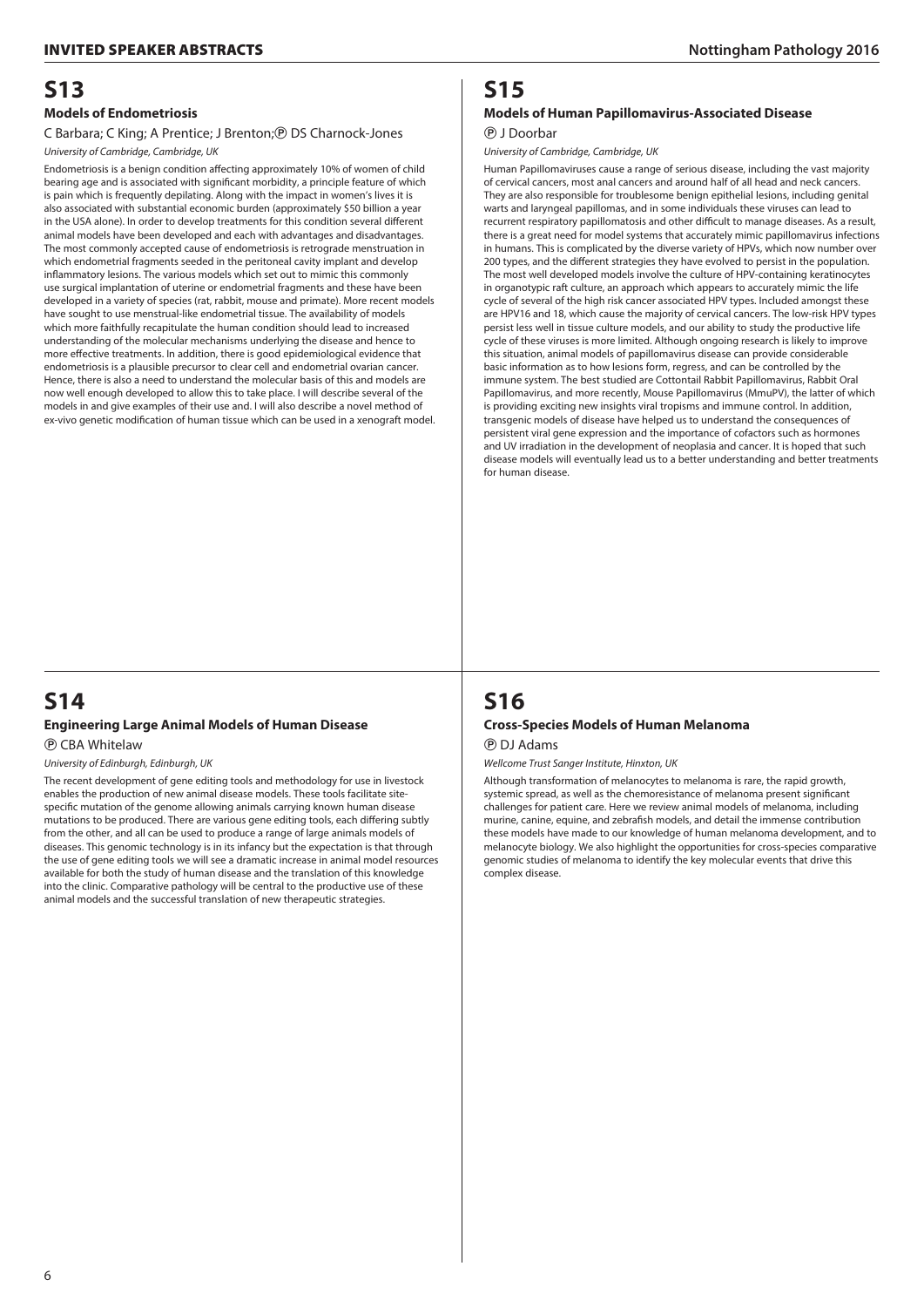# S13

### Models of Endometriosis

C Barbara; C King; A Prentice; J Brenton;Ⓟ DS Charnock-Jones

*University of Cambridge, Cambridge, UK*

Endometriosis is a benign condition affecting approximately 10% of women of child bearing age and is associated with significant morbidity, a principle feature of which is pain which is frequently depilating. Along with the impact in women's lives it is also associated with substantial economic burden (approximately $50 billion a year in the USA alone). In order to develop treatments for this condition several different animal models have been developed and each with advantages and disadvantages. The most commonly accepted cause of endometriosis is retrograde menstruation in which endometrial fragments seeded in the peritoneal cavity implant and develop inflammatory lesions. The various models which set out to mimic this commonly use surgical implantation of uterine or endometrial fragments and these have been developed in a variety of species (rat, rabbit, mouse and primate). More recent models have sought to use menstrual-like endometrial tissue. The availability of models which more faithfully recapitulate the human condition should lead to increased understanding of the molecular mechanisms underlying the disease and hence to more effective treatments. In addition, there is good epidemiological evidence that endometriosis is a plausible precursor to clear cell and endometrial ovarian cancer. Hence, there is also a need to understand the molecular basis of this and models are now well enough developed to allow this to take place. I will describe several of the models in and give examples of their use and. I will also describe a novel method of ex-vivo genetic modification of human tissue which can be used in a xenograft model.

# S14

### Engineering Large Animal Models of Human Disease

Ⓟ CBA Whitelaw

*University of Edinburgh, Edinburgh, UK*

The recent development of gene editing tools and methodology for use in livestock enables the production of new animal disease models. These tools facilitate site-specific mutation of the genome allowing animals carrying known human disease mutations to be produced. There are various gene editing tools, each differing subtly from the other, and all can be used to produce a range of large animals models of diseases. This genomic technology is in its infancy but the expectation is that through the use of gene editing tools we will see a dramatic increase in animal model resources available for both the study of human disease and the translation of this knowledge into the clinic. Comparative pathology will be central to the productive use of these animal models and the successful translation of new therapeutic strategies.

# S15

### Models of Human Papillomavirus-Associated Disease

Ⓟ J Doorbar

*University of Cambridge, Cambridge, UK*

Human Papillomaviruses cause a range of serious disease, including the vast majority of cervical cancers, most anal cancers and around half of all head and neck cancers. They are also responsible for troublesome benign epithelial lesions, including genital warts and laryngeal papillomas, and in some individuals these viruses can lead to recurrent respiratory papillomatosis and other difficult to manage diseases. As a result, there is a great need for model systems that accurately mimic papillomavirus infections in humans. This is complicated by the diverse variety of HPVs, which now number over 200 types, and the different strategies they have evolved to persist in the population. The most well developed models involve the culture of HPV-containing keratinocytes in organotypic raft culture, an approach which appears to accurately mimic the life cycle of several of the high risk cancer associated HPV types. Included amongst these are HPV16 and 18, which cause the majority of cervical cancers. The low-risk HPV types persist less well in tissue culture models, and our ability to study the productive life cycle of these viruses is more limited. Although ongoing research is likely to improve this situation, animal models of papillomavirus disease can provide considerable basic information as to how lesions form, regress, and can be controlled by the immune system. The best studied are Cottontail Rabbit Papillomavirus, Rabbit Oral Papillomavirus, and more recently, Mouse Papillomavirus (MmuPV), the latter of which is providing exciting new insights viral tropisms and immune control. In addition, transgenic models of disease have helped us to understand the consequences of persistent viral gene expression and the importance of cofactors such as hormones and UV irradiation in the development of neoplasia and cancer. It is hoped that such disease models will eventually lead us to a better understanding and better treatments for human disease.

# S16

### Cross-Species Models of Human Melanoma

Ⓟ DJ Adams

*Wellcome Trust Sanger Institute, Hinxton, UK*

Although transformation of melanocytes to melanoma is rare, the rapid growth, systemic spread, as well as the chemoresistance of melanoma present significant challenges for patient care. Here we review animal models of melanoma, including murine, canine, equine, and zebrafish models, and detail the immense contribution these models have made to our knowledge of human melanoma development, and to melanocyte biology. We also highlight the opportunities for cross-species comparative genomic studies of melanoma to identify the key molecular events that drive this complex disease.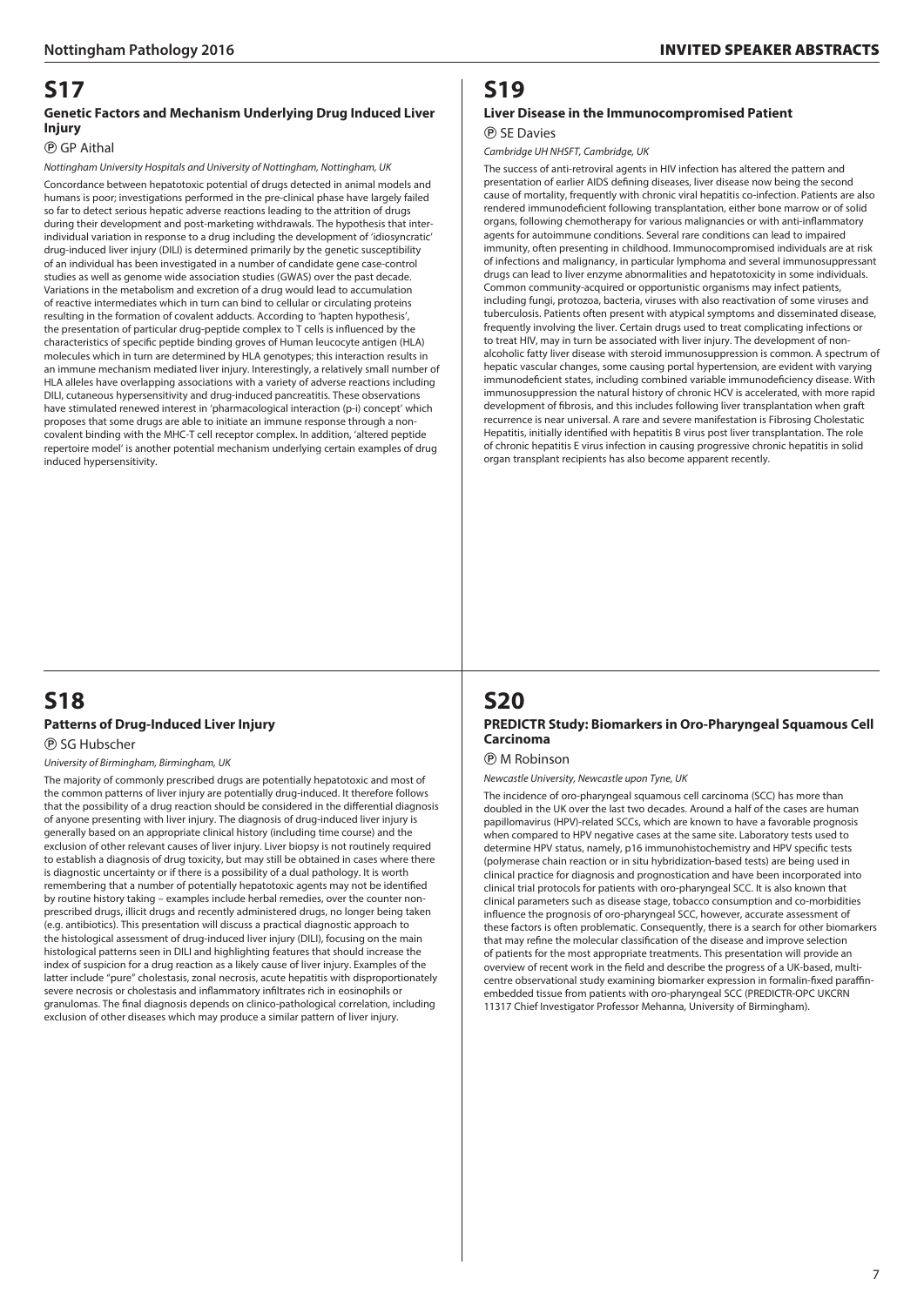# S17

### Genetic Factors and Mechanism Underlying Drug Induced Liver Injury

Ⓟ GP Aithal

*Nottingham University Hospitals and University of Nottingham, Nottingham, UK*

Concordance between hepatotoxic potential of drugs detected in animal models and humans is poor; investigations performed in the pre-clinical phase have largely failed so far to detect serious hepatic adverse reactions leading to the attrition of drugs during their development and post-marketing withdrawals. The hypothesis that inter-individual variation in response to a drug including the development of 'idiosyncratic' drug-induced liver injury (DILI) is determined primarily by the genetic susceptibility of an individual has been investigated in a number of candidate gene case-control studies as well as genome wide association studies (GWAS) over the past decade. Variations in the metabolism and excretion of a drug would lead to accumulation of reactive intermediates which in turn can bind to cellular or circulating proteins resulting in the formation of covalent adducts. According to 'hapten hypothesis', the presentation of particular drug-peptide complex to T cells is influenced by the characteristics of specific peptide binding groves of Human leucocyte antigen (HLA) molecules which in turn are determined by HLA genotypes; this interaction results in an immune mechanism mediated liver injury. Interestingly, a relatively small number of HLA alleles have overlapping associations with a variety of adverse reactions including DILI, cutaneous hypersensitivity and drug-induced pancreatitis. These observations have stimulated renewed interest in 'pharmacological interaction (p-i) concept' which proposes that some drugs are able to initiate an immune response through a non-covalent binding with the MHC-T cell receptor complex. In addition, 'altered peptide repertoire model' is another potential mechanism underlying certain examples of drug induced hypersensitivity.

# S18

### Patterns of Drug-Induced Liver Injury

Ⓟ SG Hubscher

*University of Birmingham, Birmingham, UK*

The majority of commonly prescribed drugs are potentially hepatotoxic and most of the common patterns of liver injury are potentially drug-induced. It therefore follows that the possibility of a drug reaction should be considered in the differential diagnosis of anyone presenting with liver injury. The diagnosis of drug-induced liver injury is generally based on an appropriate clinical history (including time course) and the exclusion of other relevant causes of liver injury. Liver biopsy is not routinely required to establish a diagnosis of drug toxicity, but may still be obtained in cases where there is diagnostic uncertainty or if there is a possibility of a dual pathology. It is worth remembering that a number of potentially hepatotoxic agents may not be identified by routine history taking – examples include herbal remedies, over the counter non-prescribed drugs, illicit drugs and recently administered drugs, no longer being taken (e.g. antibiotics). This presentation will discuss a practical diagnostic approach to the histological assessment of drug-induced liver injury (DILI), focusing on the main histological patterns seen in DILI and highlighting features that should increase the index of suspicion for a drug reaction as a likely cause of liver injury. Examples of the latter include "pure" cholestasis, zonal necrosis, acute hepatitis with disproportionately severe necrosis or cholestasis and inflammatory infiltrates rich in eosinophils or granulomas. The final diagnosis depends on clinico-pathological correlation, including exclusion of other diseases which may produce a similar pattern of liver injury.

# S19

### Liver Disease in the Immunocompromised Patient

Ⓟ SE Davies

*Cambridge UH NHSFT, Cambridge, UK*

The success of anti-retroviral agents in HIV infection has altered the pattern and presentation of earlier AIDS defining diseases, liver disease now being the second cause of mortality, frequently with chronic viral hepatitis co-infection. Patients are also rendered immunodeficient following transplantation, either bone marrow or of solid organs, following chemotherapy for various malignancies or with anti-inflammatory agents for autoimmune conditions. Several rare conditions can lead to impaired immunity, often presenting in childhood. Immunocompromised individuals are at risk of infections and malignancy, in particular lymphoma and several immunosuppressant drugs can lead to liver enzyme abnormalities and hepatotoxicity in some individuals. Common community-acquired or opportunistic organisms may infect patients, including fungi, protozoa, bacteria, viruses with also reactivation of some viruses and tuberculosis. Patients often present with atypical symptoms and disseminated disease, frequently involving the liver. Certain drugs used to treat complicating infections or to treat HIV, may in turn be associated with liver injury. The development of non-alcoholic fatty liver disease with steroid immunosuppression is common. A spectrum of hepatic vascular changes, some causing portal hypertension, are evident with varying immunodeficient states, including combined variable immunodeficiency disease. With immunosuppression the natural history of chronic HCV is accelerated, with more rapid development of fibrosis, and this includes following liver transplantation when graft recurrence is near universal. A rare and severe manifestation is Fibrosing Cholestatic Hepatitis, initially identified with hepatitis B virus post liver transplantation. The role of chronic hepatitis E virus infection in causing progressive chronic hepatitis in solid organ transplant recipients has also become apparent recently.

# S20

### PREDICTR Study: Biomarkers in Oro-Pharyngeal Squamous Cell Carcinoma

Ⓟ M Robinson

*Newcastle University, Newcastle upon Tyne, UK*

The incidence of oro-pharyngeal squamous cell carcinoma (SCC) has more than doubled in the UK over the last two decades. Around a half of the cases are human papillomavirus (HPV)-related SCCs, which are known to have a favorable prognosis when compared to HPV negative cases at the same site. Laboratory tests used to determine HPV status, namely, p16 immunohistochemistry and HPV specific tests (polymerase chain reaction or in situ hybridization-based tests) are being used in clinical practice for diagnosis and prognostication and have been incorporated into clinical trial protocols for patients with oro-pharyngeal SCC. It is also known that clinical parameters such as disease stage, tobacco consumption and co-morbidities influence the prognosis of oro-pharyngeal SCC, however, accurate assessment of these factors is often problematic. Consequently, there is a search for other biomarkers that may refine the molecular classification of the disease and improve selection of patients for the most appropriate treatments. This presentation will provide an overview of recent work in the field and describe the progress of a UK-based, multi-centre observational study examining biomarker expression in formalin-fixed paraffin-embedded tissue from patients with oro-pharyngeal SCC (PREDICTR-OPC UKCRN 11317 Chief Investigator Professor Mehanna, University of Birmingham).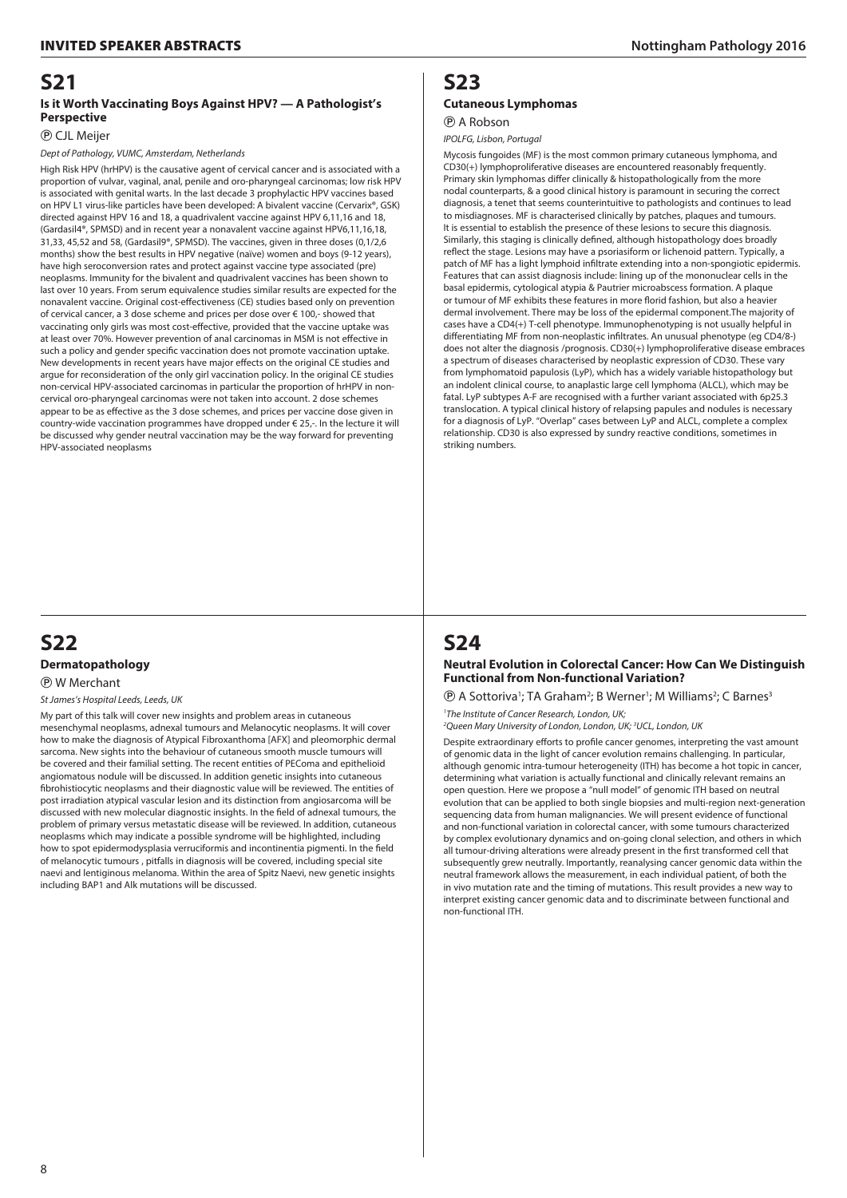# S21

### Is it Worth Vaccinating Boys Against HPV? — A Pathologist's Perspective

Ⓟ CJL Meijer

*Dept of Pathology, VUMC, Amsterdam, Netherlands*

High Risk HPV (hrHPV) is the causative agent of cervical cancer and is associated with a proportion of vulvar, vaginal, anal, penile and oro-pharyngeal carcinomas; low risk HPV is associated with genital warts. In the last decade 3 prophylactic HPV vaccines based on HPV L1 virus-like particles have been developed: A bivalent vaccine (Cervarix®, GSK) directed against HPV 16 and 18, a quadrivalent vaccine against HPV 6,11,16 and 18, (Gardasil4®, SPMSD) and in recent year a nonavalent vaccine against HPV6,11,16,18, 31,33, 45,52 and 58, (Gardasil9®, SPMSD). The vaccines, given in three doses (0,1/2,6 months) show the best results in HPV negative (naïve) women and boys (9-12 years), have high seroconversion rates and protect against vaccine type associated (pre) neoplasms. Immunity for the bivalent and quadrivalent vaccines has been shown to last over 10 years. From serum equivalence studies similar results are expected for the nonavalent vaccine. Original cost-effectiveness (CE) studies based only on prevention of cervical cancer, a 3 dose scheme and prices per dose over € 100,- showed that vaccinating only girls was most cost-effective, provided that the vaccine uptake was at least over 70%. However prevention of anal carcinomas in MSM is not effective in such a policy and gender specific vaccination does not promote vaccination uptake. New developments in recent years have major effects on the original CE studies and argue for reconsideration of the only girl vaccination policy. In the original CE studies non-cervical HPV-associated carcinomas in particular the proportion of hrHPV in non-cervical oro-pharyngeal carcinomas were not taken into account. 2 dose schemes appear to be as effective as the 3 dose schemes, and prices per vaccine dose given in country-wide vaccination programmes have dropped under € 25,-. In the lecture it will be discussed why gender neutral vaccination may be the way forward for preventing HPV-associated neoplasms

# S22

### Dermatopathology

Ⓟ W Merchant

*St James's Hospital Leeds, Leeds, UK*

My part of this talk will cover new insights and problem areas in cutaneous mesenchymal neoplasms, adnexal tumours and Melanocytic neoplasms. It will cover how to make the diagnosis of Atypical Fibroxanthoma [AFX] and pleomorphic dermal sarcoma. New sights into the behaviour of cutaneous smooth muscle tumours will be covered and their familial setting. The recent entities of PEComa and epithelioid angiomatous nodule will be discussed. In addition genetic insights into cutaneous fibrohistiocytic neoplasms and their diagnostic value will be reviewed. The entities of post irradiation atypical vascular lesion and its distinction from angiosarcoma will be discussed with new molecular diagnostic insights. In the field of adnexal tumours, the problem of primary versus metastatic disease will be reviewed. In addition, cutaneous neoplasms which may indicate a possible syndrome will be highlighted, including how to spot epidermodysplasia verruciformis and incontinentia pigmenti. In the field of melanocytic tumours , pitfalls in diagnosis will be covered, including special site naevi and lentiginous melanoma. Within the area of Spitz Naevi, new genetic insights including BAP1 and Alk mutations will be discussed.

# S23

### Cutaneous Lymphomas

Ⓟ A Robson

*IPOLFG, Lisbon, Portugal*

Mycosis fungoides (MF) is the most common primary cutaneous lymphoma, and CD30(+) lymphoproliferative diseases are encountered reasonably frequently. Primary skin lymphomas differ clinically & histopathologically from the more nodal counterparts, & a good clinical history is paramount in securing the correct diagnosis, a tenet that seems counterintuitive to pathologists and continues to lead to misdiagnoses. MF is characterised clinically by patches, plaques and tumours. It is essential to establish the presence of these lesions to secure this diagnosis. Similarly, this staging is clinically defined, although histopathology does broadly reflect the stage. Lesions may have a psoriasiform or lichenoid pattern. Typically, a patch of MF has a light lymphoid infiltrate extending into a non-spongiotic epidermis. Features that can assist diagnosis include: lining up of the mononuclear cells in the basal epidermis, cytological atypia & Pautrier microabscess formation. A plaque or tumour of MF exhibits these features in more florid fashion, but also a heavier dermal involvement. There may be loss of the epidermal component.The majority of cases have a CD4(+) T-cell phenotype. Immunophenotyping is not usually helpful in differentiating MF from non-neoplastic infiltrates. An unusual phenotype (eg CD4/8-) does not alter the diagnosis /prognosis. CD30(+) lymphoproliferative disease embraces a spectrum of diseases characterised by neoplastic expression of CD30. These vary from lymphomatoid papulosis (LyP), which has a widely variable histopathology but an indolent clinical course, to anaplastic large cell lymphoma (ALCL), which may be fatal. LyP subtypes A-F are recognised with a further variant associated with 6p25.3 translocation. A typical clinical history of relapsing papules and nodules is necessary for a diagnosis of LyP. "Overlap" cases between LyP and ALCL, complete a complex relationship. CD30 is also expressed by sundry reactive conditions, sometimes in striking numbers.

# S24

### Neutral Evolution in Colorectal Cancer: How Can We Distinguish Functional from Non-functional Variation?

Ⓟ A Sottoriva[1]; TA Graham[2]; B Werner[1]; M Williams[2]; C Barnes[3]

*[1]The Institute of Cancer Research, London, UK; [2]Queen Mary University of London, London, UK; [3]UCL, London, UK*

Despite extraordinary efforts to profile cancer genomes, interpreting the vast amount of genomic data in the light of cancer evolution remains challenging. In particular, although genomic intra-tumour heterogeneity (ITH) has become a hot topic in cancer, determining what variation is actually functional and clinically relevant remains an open question. Here we propose a "null model" of genomic ITH based on neutral evolution that can be applied to both single biopsies and multi-region next-generation sequencing data from human malignancies. We will present evidence of functional and non-functional variation in colorectal cancer, with some tumours characterized by complex evolutionary dynamics and on-going clonal selection, and others in which all tumour-driving alterations were already present in the first transformed cell that subsequently grew neutrally. Importantly, reanalysing cancer genomic data within the neutral framework allows the measurement, in each individual patient, of both the in vivo mutation rate and the timing of mutations. This result provides a new way to interpret existing cancer genomic data and to discriminate between functional and non-functional ITH.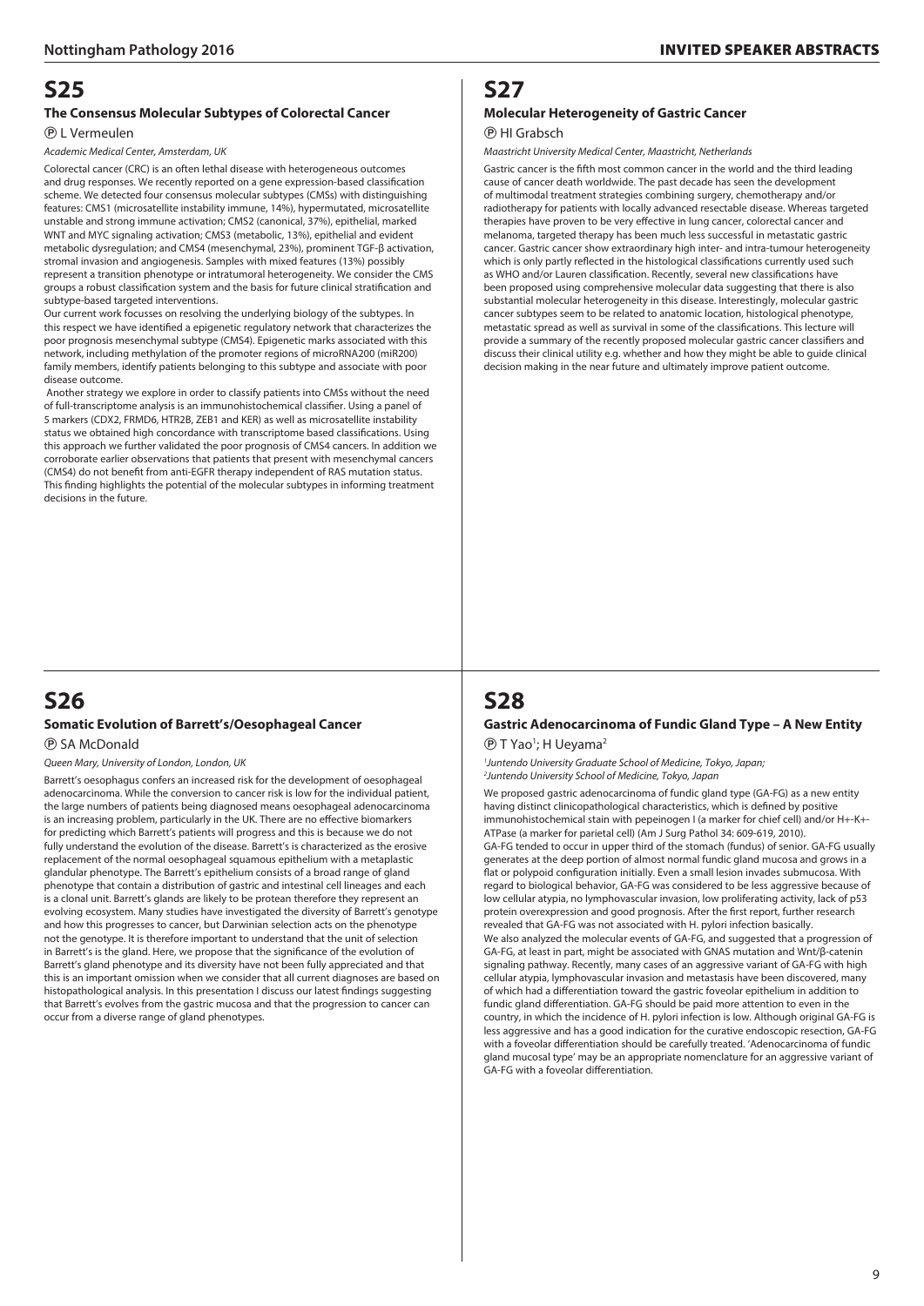# S25

### The Consensus Molecular Subtypes of Colorectal Cancer

Ⓟ L Vermeulen

*Academic Medical Center, Amsterdam, UK*

Colorectal cancer (CRC) is an often lethal disease with heterogeneous outcomes and drug responses. We recently reported on a gene expression-based classification scheme. We detected four consensus molecular subtypes (CMSs) with distinguishing features: CMS1 (microsatellite instability immune, 14%), hypermutated, microsatellite unstable and strong immune activation; CMS2 (canonical, 37%), epithelial, marked WNT and MYC signaling activation; CMS3 (metabolic, 13%), epithelial and evident metabolic dysregulation; and CMS4 (mesenchymal, 23%), prominent TGF-β activation, stromal invasion and angiogenesis. Samples with mixed features (13%) possibly represent a transition phenotype or intratumoral heterogeneity. We consider the CMS groups a robust classification system and the basis for future clinical stratification and subtype-based targeted interventions.

Our current work focusses on resolving the underlying biology of the subtypes. In this respect we have identified a epigenetic regulatory network that characterizes the poor prognosis mesenchymal subtype (CMS4). Epigenetic marks associated with this network, including methylation of the promoter regions of microRNA200 (miR200) family members, identify patients belonging to this subtype and associate with poor disease outcome.

Another strategy we explore in order to classify patients into CMSs without the need of full-transcriptome analysis is an immunohistochemical classifier. Using a panel of 5 markers (CDX2, FRMD6, HTR2B, ZEB1 and KER) as well as microsatellite instability status we obtained high concordance with transcriptome based classifications. Using this approach we further validated the poor prognosis of CMS4 cancers. In addition we corroborate earlier observations that patients that present with mesenchymal cancers (CMS4) do not benefit from anti-EGFR therapy independent of RAS mutation status. This finding highlights the potential of the molecular subtypes in informing treatment decisions in the future.

# S26

### Somatic Evolution of Barrett's/Oesophageal Cancer

Ⓟ SA McDonald

*Queen Mary, University of London, London, UK*

Barrett's oesophagus confers an increased risk for the development of oesophageal adenocarcinoma. While the conversion to cancer risk is low for the individual patient, the large numbers of patients being diagnosed means oesophageal adenocarcinoma is an increasing problem, particularly in the UK. There are no effective biomarkers for predicting which Barrett's patients will progress and this is because we do not fully understand the evolution of the disease. Barrett's is characterized as the erosive replacement of the normal oesophageal squamous epithelium with a metaplastic glandular phenotype. The Barrett's epithelium consists of a broad range of gland phenotype that contain a distribution of gastric and intestinal cell lineages and each is a clonal unit. Barrett's glands are likely to be protean therefore they represent an evolving ecosystem. Many studies have investigated the diversity of Barrett's genotype and how this progresses to cancer, but Darwinian selection acts on the phenotype not the genotype. It is therefore important to understand that the unit of selection in Barrett's is the gland. Here, we propose that the significance of the evolution of Barrett's gland phenotype and its diversity have not been fully appreciated and that this is an important omission when we consider that all current diagnoses are based on histopathological analysis. In this presentation I discuss our latest findings suggesting that Barrett's evolves from the gastric mucosa and that the progression to cancer can occur from a diverse range of gland phenotypes.

# S27

### Molecular Heterogeneity of Gastric Cancer

Ⓟ HI Grabsch

*Maastricht University Medical Center, Maastricht, Netherlands*

Gastric cancer is the fifth most common cancer in the world and the third leading cause of cancer death worldwide. The past decade has seen the development of multimodal treatment strategies combining surgery, chemotherapy and/or radiotherapy for patients with locally advanced resectable disease. Whereas targeted therapies have proven to be very effective in lung cancer, colorectal cancer and melanoma, targeted therapy has been much less successful in metastatic gastric cancer. Gastric cancer show extraordinary high inter- and intra-tumour heterogeneity which is only partly reflected in the histological classifications currently used such as WHO and/or Lauren classification. Recently, several new classifications have been proposed using comprehensive molecular data suggesting that there is also substantial molecular heterogeneity in this disease. Interestingly, molecular gastric cancer subtypes seem to be related to anatomic location, histological phenotype, metastatic spread as well as survival in some of the classifications. This lecture will provide a summary of the recently proposed molecular gastric cancer classifiers and discuss their clinical utility e.g. whether and how they might be able to guide clinical decision making in the near future and ultimately improve patient outcome.

# S28

### Gastric Adenocarcinoma of Fundic Gland Type – A New Entity

Ⓟ T Yao[1]; H Ueyama[2]

*[1]Juntendo University Graduate School of Medicine, Tokyo, Japan;*
*[2]Juntendo University School of Medicine, Tokyo, Japan*

We proposed gastric adenocarcinoma of fundic gland type (GA-FG) as a new entity having distinct clinicopathological characteristics, which is defined by positive immunohistochemical stain with pepeinogen I (a marker for chief cell) and/or $H^+$-$K^+$-ATPase (a marker for parietal cell) (Am J Surg Pathol 34: 609-619, 2010).

GA-FG tended to occur in upper third of the stomach (fundus) of senior. GA-FG usually generates at the deep portion of almost normal fundic gland mucosa and grows in a flat or polypoid configuration initially. Even a small lesion invades submucosa. With regard to biological behavior, GA-FG was considered to be less aggressive because of low cellular atypia, no lymphovascular invasion, low proliferating activity, lack of p53 protein overexpression and good prognosis. After the first report, further research revealed that GA-FG was not associated with H. pylori infection basically.

We also analyzed the molecular events of GA-FG, and suggested that a progression of GA-FG, at least in part, might be associated with GNAS mutation and Wnt/β-catenin signaling pathway. Recently, many cases of an aggressive variant of GA-FG with high cellular atypia, lymphovascular invasion and metastasis have been discovered, many of which had a differentiation toward the gastric foveolar epithelium in addition to fundic gland differentiation. GA-FG should be paid more attention to even in the country, in which the incidence of H. pylori infection is low. Although original GA-FG is less aggressive and has a good indication for the curative endoscopic resection, GA-FG with a foveolar differentiation should be carefully treated. 'Adenocarcinoma of fundic gland mucosal type' may be an appropriate nomenclature for an aggressive variant of GA-FG with a foveolar differentiation.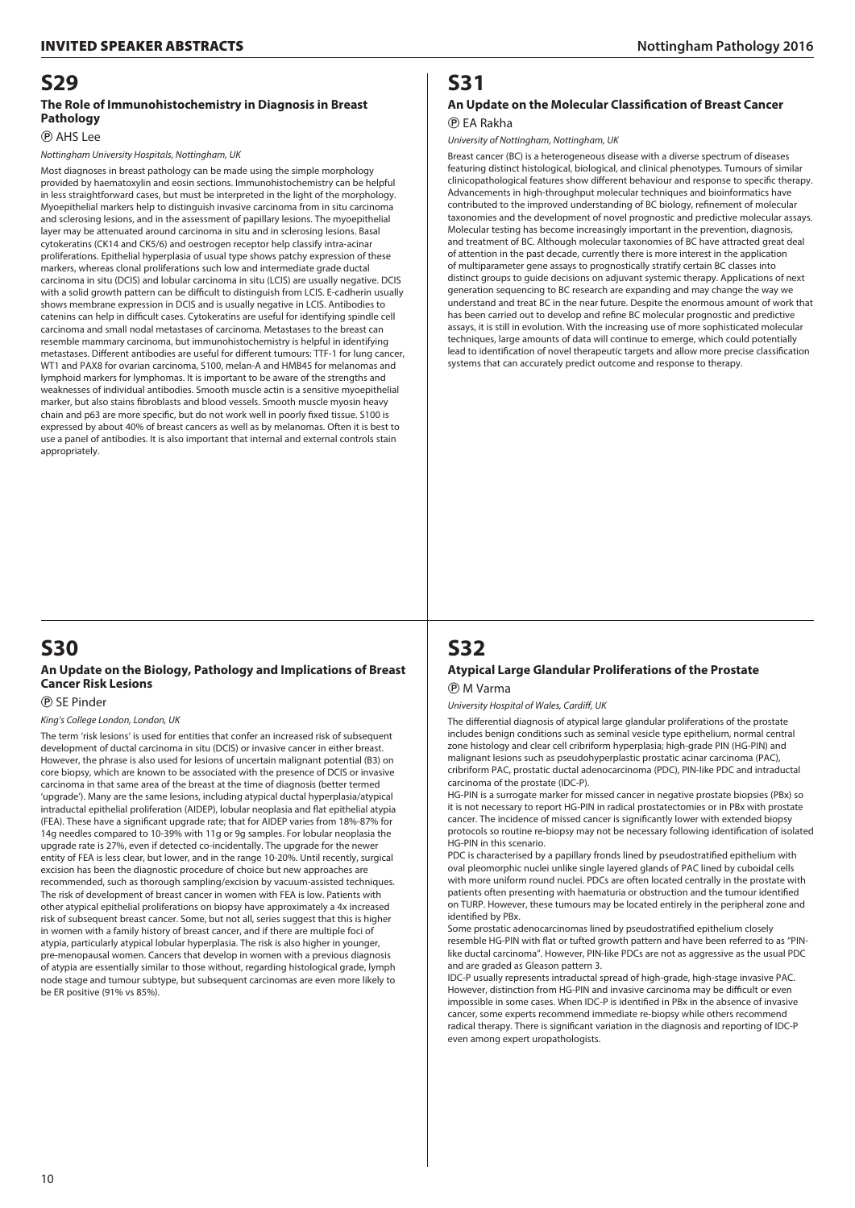# S29

### The Role of Immunohistochemistry in Diagnosis in Breast Pathology

Ⓟ AHS Lee

*Nottingham University Hospitals, Nottingham, UK*

Most diagnoses in breast pathology can be made using the simple morphology provided by haematoxylin and eosin sections. Immunohistochemistry can be helpful in less straightforward cases, but must be interpreted in the light of the morphology. Myoepithelial markers help to distinguish invasive carcinoma from in situ carcinoma and sclerosing lesions, and in the assessment of papillary lesions. The myoepithelial layer may be attenuated around carcinoma in situ and in sclerosing lesions. Basal cytokeratins (CK14 and CK5/6) and oestrogen receptor help classify intra-acinar proliferations. Epithelial hyperplasia of usual type shows patchy expression of these markers, whereas clonal proliferations such low and intermediate grade ductal carcinoma in situ (DCIS) and lobular carcinoma in situ (LCIS) are usually negative. DCIS with a solid growth pattern can be difficult to distinguish from LCIS. E-cadherin usually shows membrane expression in DCIS and is usually negative in LCIS. Antibodies to catenins can help in difficult cases. Cytokeratins are useful for identifying spindle cell carcinoma and small nodal metastases of carcinoma. Metastases to the breast can resemble mammary carcinoma, but immunohistochemistry is helpful in identifying metastases. Different antibodies are useful for different tumours: TTF-1 for lung cancer, WT1 and PAX8 for ovarian carcinoma, S100, melan-A and HMB45 for melanomas and lymphoid markers for lymphomas. It is important to be aware of the strengths and weaknesses of individual antibodies. Smooth muscle actin is a sensitive myoepithelial marker, but also stains fibroblasts and blood vessels. Smooth muscle myosin heavy chain and p63 are more specific, but do not work well in poorly fixed tissue. S100 is expressed by about 40% of breast cancers as well as by melanomas. Often it is best to use a panel of antibodies. It is also important that internal and external controls stain appropriately.

# S30

### An Update on the Biology, Pathology and Implications of Breast Cancer Risk Lesions

Ⓟ SE Pinder

*King's College London, London, UK*

The term 'risk lesions' is used for entities that confer an increased risk of subsequent development of ductal carcinoma in situ (DCIS) or invasive cancer in either breast. However, the phrase is also used for lesions of uncertain malignant potential (B3) on core biopsy, which are known to be associated with the presence of DCIS or invasive carcinoma in that same area of the breast at the time of diagnosis (better termed 'upgrade'). Many are the same lesions, including atypical ductal hyperplasia/atypical intraductal epithelial proliferation (AIDEP), lobular neoplasia and flat epithelial atypia (FEA). These have a significant upgrade rate; that for AIDEP varies from 18%-87% for 14g needles compared to 10-39% with 11g or 9g samples. For lobular neoplasia the upgrade rate is 27%, even if detected co-incidentally. The upgrade for the newer entity of FEA is less clear, but lower, and in the range 10-20%. Until recently, surgical excision has been the diagnostic procedure of choice but new approaches are recommended, such as thorough sampling/excision by vacuum-assisted techniques. The risk of development of breast cancer in women with FEA is low. Patients with other atypical epithelial proliferations on biopsy have approximately a 4x increased risk of subsequent breast cancer. Some, but not all, series suggest that this is higher in women with a family history of breast cancer, and if there are multiple foci of atypia, particularly atypical lobular hyperplasia. The risk is also higher in younger, pre-menopausal women. Cancers that develop in women with a previous diagnosis of atypia are essentially similar to those without, regarding histological grade, lymph node stage and tumour subtype, but subsequent carcinomas are even more likely to be ER positive (91% vs 85%).

# S31

### An Update on the Molecular Classification of Breast Cancer

Ⓟ EA Rakha

*University of Nottingham, Nottingham, UK*

Breast cancer (BC) is a heterogeneous disease with a diverse spectrum of diseases featuring distinct histological, biological, and clinical phenotypes. Tumours of similar clinicopathological features show different behaviour and response to specific therapy. Advancements in high-throughput molecular techniques and bioinformatics have contributed to the improved understanding of BC biology, refinement of molecular taxonomies and the development of novel prognostic and predictive molecular assays. Molecular testing has become increasingly important in the prevention, diagnosis, and treatment of BC. Although molecular taxonomies of BC have attracted great deal of attention in the past decade, currently there is more interest in the application of multiparameter gene assays to prognostically stratify certain BC classes into distinct groups to guide decisions on adjuvant systemic therapy. Applications of next generation sequencing to BC research are expanding and may change the way we understand and treat BC in the near future. Despite the enormous amount of work that has been carried out to develop and refine BC molecular prognostic and predictive assays, it is still in evolution. With the increasing use of more sophisticated molecular techniques, large amounts of data will continue to emerge, which could potentially lead to identification of novel therapeutic targets and allow more precise classification systems that can accurately predict outcome and response to therapy.

# S32

### Atypical Large Glandular Proliferations of the Prostate

Ⓟ M Varma

*University Hospital of Wales, Cardiff, UK*

The differential diagnosis of atypical large glandular proliferations of the prostate includes benign conditions such as seminal vesicle type epithelium, normal central zone histology and clear cell cribriform hyperplasia; high-grade PIN (HG-PIN) and malignant lesions such as pseudohyperplastic prostatic acinar carcinoma (PAC), cribriform PAC, prostatic ductal adenocarcinoma (PDC), PIN-like PDC and intraductal carcinoma of the prostate (IDC-P).

HG-PIN is a surrogate marker for missed cancer in negative prostate biopsies (PBx) so it is not necessary to report HG-PIN in radical prostatectomies or in PBx with prostate cancer. The incidence of missed cancer is significantly lower with extended biopsy protocols so routine re-biopsy may not be necessary following identification of isolated HG-PIN in this scenario.

PDC is characterised by a papillary fronds lined by pseudostratified epithelium with oval pleomorphic nuclei unlike single layered glands of PAC lined by cuboidal cells with more uniform round nuclei. PDCs are often located centrally in the prostate with patients often presenting with haematuria or obstruction and the tumour identified on TURP. However, these tumours may be located entirely in the peripheral zone and identified by PBx.

Some prostatic adenocarcinomas lined by pseudostratified epithelium closely resemble HG-PIN with flat or tufted growth pattern and have been referred to as "PIN-like ductal carcinoma". However, PIN-like PDCs are not as aggressive as the usual PDC and are graded as Gleason pattern 3.

IDC-P usually represents intraductal spread of high-grade, high-stage invasive PAC. However, distinction from HG-PIN and invasive carcinoma may be difficult or even impossible in some cases. When IDC-P is identified in PBx in the absence of invasive cancer, some experts recommend immediate re-biopsy while others recommend radical therapy. There is significant variation in the diagnosis and reporting of IDC-P even among expert uropathologists.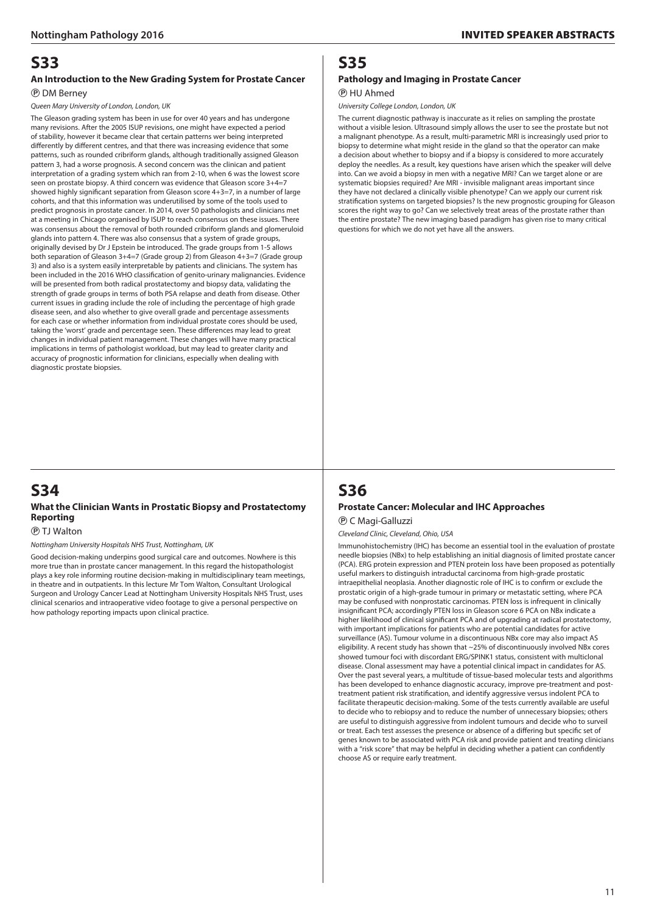# S33

## An Introduction to the New Grading System for Prostate Cancer

Ⓟ DM Berney

*Queen Mary University of London, London, UK*

The Gleason grading system has been in use for over 40 years and has undergone many revisions. After the 2005 ISUP revisions, one might have expected a period of stability, however it became clear that certain patterns wer being interpreted differently by different centres, and that there was increasing evidence that some patterns, such as rounded cribriform glands, although traditionally assigned Gleason pattern 3, had a worse prognosis. A second concern was the clinican and patient interpretation of a grading system which ran from 2-10, when 6 was the lowest score seen on prostate biopsy. A third concern was evidence that Gleason score 3+4=7 showed highly significant separation from Gleason score 4+3=7, in a number of large cohorts, and that this information was underutilised by some of the tools used to predict prognosis in prostate cancer. In 2014, over 50 pathologists and clinicians met at a meeting in Chicago organised by ISUP to reach consensus on these issues. There was consensus about the removal of both rounded cribriform glands and glomeruloid glands into pattern 4. There was also consensus that a system of grade groups, originally devised by Dr J Epstein be introduced. The grade groups from 1-5 allows both separation of Gleason 3+4=7 (Grade group 2) from Gleason 4+3=7 (Grade group 3) and also is a system easily interpretable by patients and clinicians. The system has been included in the 2016 WHO classification of genito-urinary malignancies. Evidence will be presented from both radical prostatectomy and biopsy data, validating the strength of grade groups in terms of both PSA relapse and death from disease. Other current issues in grading include the role of including the percentage of high grade disease seen, and also whether to give overall grade and percentage assessments for each case or whether information from individual prostate cores should be used, taking the 'worst' grade and percentage seen. These differences may lead to great changes in individual patient management. These changes will have many practical implications in terms of pathologist workload, but may lead to greater clarity and accuracy of prognostic information for clinicians, especially when dealing with diagnostic prostate biopsies.

# S34

## What the Clinician Wants in Prostatic Biopsy and Prostatectomy Reporting

Ⓟ TJ Walton

*Nottingham University Hospitals NHS Trust, Nottingham, UK*

Good decision-making underpins good surgical care and outcomes. Nowhere is this more true than in prostate cancer management. In this regard the histopathologist plays a key role informing routine decision-making in multidisciplinary team meetings, in theatre and in outpatients. In this lecture Mr Tom Walton, Consultant Urological Surgeon and Urology Cancer Lead at Nottingham University Hospitals NHS Trust, uses clinical scenarios and intraoperative video footage to give a personal perspective on how pathology reporting impacts upon clinical practice.

# S35

## Pathology and Imaging in Prostate Cancer

Ⓟ HU Ahmed

*University College London, London, UK*

The current diagnostic pathway is inaccurate as it relies on sampling the prostate without a visible lesion. Ultrasound simply allows the user to see the prostate but not a malignant phenotype. As a result, multi-parametric MRI is increasingly used prior to biopsy to determine what might reside in the gland so that the operator can make a decision about whether to biopsy and if a biopsy is considered to more accurately deploy the needles. As a result, key questions have arisen which the speaker will delve into. Can we avoid a biopsy in men with a negative MRI? Can we target alone or are systematic biopsies required? Are MRI - invisible malignant areas important since they have not declared a clinically visible phenotype? Can we apply our current risk stratification systems on targeted biopsies? Is the new prognostic grouping for Gleason scores the right way to go? Can we selectively treat areas of the prostate rather than the entire prostate? The new imaging based paradigm has given rise to many critical questions for which we do not yet have all the answers.

# S36

## Prostate Cancer: Molecular and IHC Approaches

Ⓟ C Magi-Galluzzi

*Cleveland Clinic, Cleveland, Ohio, USA*

Immunohistochemistry (IHC) has become an essential tool in the evaluation of prostate needle biopsies (NBx) to help establishing an initial diagnosis of limited prostate cancer (PCA). ERG protein expression and PTEN protein loss have been proposed as potentially useful markers to distinguish intraductal carcinoma from high-grade prostatic intraepithelial neoplasia. Another diagnostic role of IHC is to confirm or exclude the prostatic origin of a high-grade tumour in primary or metastatic setting, where PCA may be confused with nonprostatic carcinomas. PTEN loss is infrequent in clinically insignificant PCA; accordingly PTEN loss in Gleason score 6 PCA on NBx indicate a higher likelihood of clinical significant PCA and of upgrading at radical prostatectomy, with important implications for patients who are potential candidates for active surveillance (AS). Tumour volume in a discontinuous NBx core may also impact AS eligibility. A recent study has shown that ~25% of discontinuously involved NBx cores showed tumour foci with discordant ERG/SPINK1 status, consistent with multiclonal disease. Clonal assessment may have a potential clinical impact in candidates for AS. Over the past several years, a multitude of tissue-based molecular tests and algorithms has been developed to enhance diagnostic accuracy, improve pre-treatment and post-treatment patient risk stratification, and identify aggressive versus indolent PCA to facilitate therapeutic decision-making. Some of the tests currently available are useful to decide who to rebiopsy and to reduce the number of unnecessary biopsies; others are useful to distinguish aggressive from indolent tumours and decide who to surveil or treat. Each test assesses the presence or absence of a differing but specific set of genes known to be associated with PCA risk and provide patient and treating clinicians with a "risk score" that may be helpful in deciding whether a patient can confidently choose AS or require early treatment.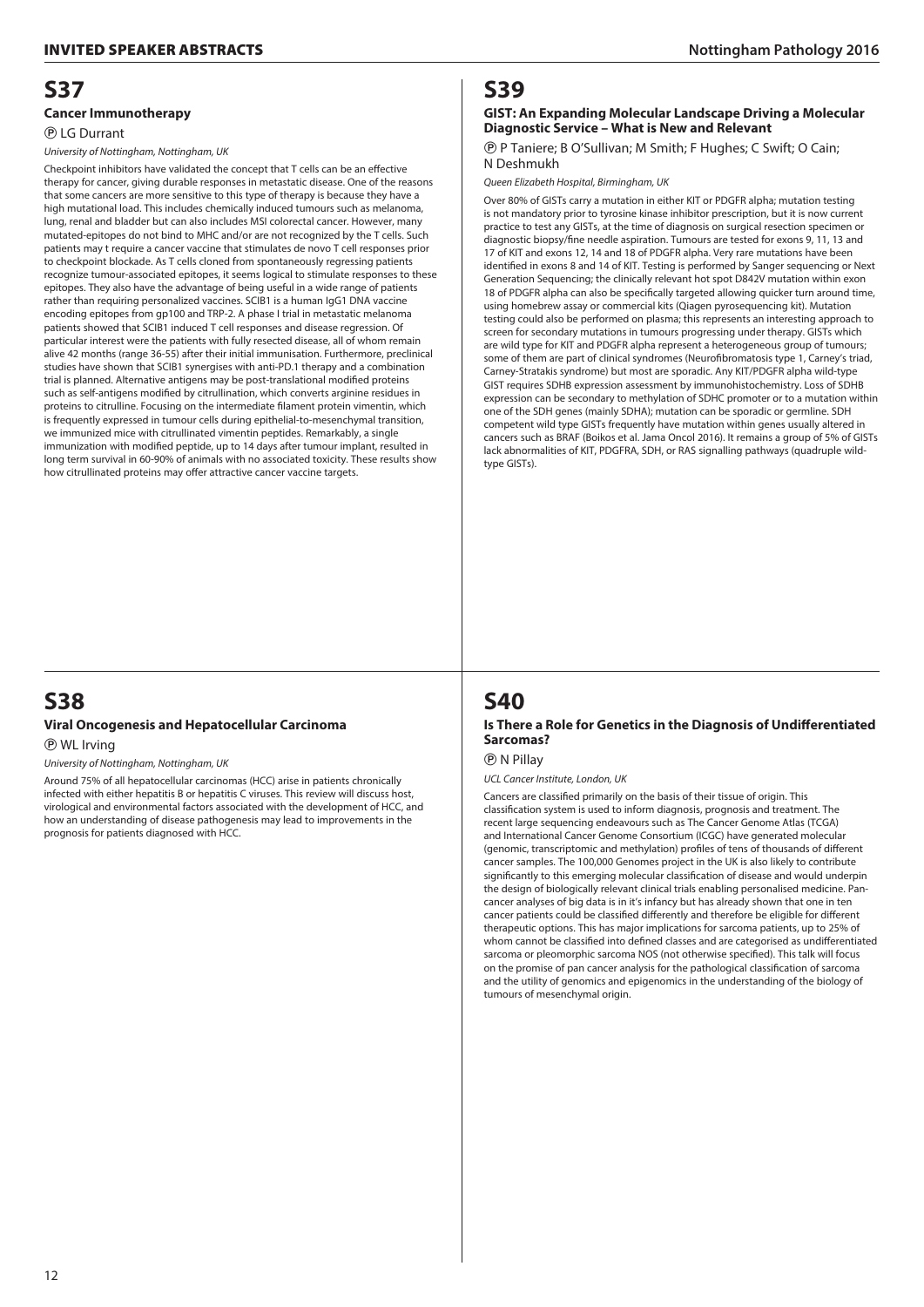# S37

### Cancer Immunotherapy

Ⓟ LG Durrant

*University of Nottingham, Nottingham, UK*

Checkpoint inhibitors have validated the concept that T cells can be an effective therapy for cancer, giving durable responses in metastatic disease. One of the reasons that some cancers are more sensitive to this type of therapy is because they have a high mutational load. This includes chemically induced tumours such as melanoma, lung, renal and bladder but can also includes MSI colorectal cancer. However, many mutated-epitopes do not bind to MHC and/or are not recognized by the T cells. Such patients may t require a cancer vaccine that stimulates de novo T cell responses prior to checkpoint blockade. As T cells cloned from spontaneously regressing patients recognize tumour-associated epitopes, it seems logical to stimulate responses to these epitopes. They also have the advantage of being useful in a wide range of patients rather than requiring personalized vaccines. SCIB1 is a human IgG1 DNA vaccine encoding epitopes from gp100 and TRP-2. A phase I trial in metastatic melanoma patients showed that SCIB1 induced T cell responses and disease regression. Of particular interest were the patients with fully resected disease, all of whom remain alive 42 months (range 36-55) after their initial immunisation. Furthermore, preclinical studies have shown that SCIB1 synergises with anti-PD.1 therapy and a combination trial is planned. Alternative antigens may be post-translational modified proteins such as self-antigens modified by citrullination, which converts arginine residues in proteins to citrulline. Focusing on the intermediate filament protein vimentin, which is frequently expressed in tumour cells during epithelial-to-mesenchymal transition, we immunized mice with citrullinated vimentin peptides. Remarkably, a single immunization with modified peptide, up to 14 days after tumour implant, resulted in long term survival in 60-90% of animals with no associated toxicity. These results show how citrullinated proteins may offer attractive cancer vaccine targets.

# S38

### Viral Oncogenesis and Hepatocellular Carcinoma

Ⓟ WL Irving

*University of Nottingham, Nottingham, UK*

Around 75% of all hepatocellular carcinomas (HCC) arise in patients chronically infected with either hepatitis B or hepatitis C viruses. This review will discuss host, virological and environmental factors associated with the development of HCC, and how an understanding of disease pathogenesis may lead to improvements in the prognosis for patients diagnosed with HCC.

# S39

### GIST: An Expanding Molecular Landscape Driving a Molecular Diagnostic Service – What is New and Relevant

Ⓟ P Taniere; B O'Sullivan; M Smith; F Hughes; C Swift; O Cain; N Deshmukh

*Queen Elizabeth Hospital, Birmingham, UK*

Over 80% of GISTs carry a mutation in either KIT or PDGFR alpha; mutation testing is not mandatory prior to tyrosine kinase inhibitor prescription, but it is now current practice to test any GISTs, at the time of diagnosis on surgical resection specimen or diagnostic biopsy/fine needle aspiration. Tumours are tested for exons 9, 11, 13 and 17 of KIT and exons 12, 14 and 18 of PDGFR alpha. Very rare mutations have been identified in exons 8 and 14 of KIT. Testing is performed by Sanger sequencing or Next Generation Sequencing; the clinically relevant hot spot D842V mutation within exon 18 of PDGFR alpha can also be specifically targeted allowing quicker turn around time, using homebrew assay or commercial kits (Qiagen pyrosequencing kit). Mutation testing could also be performed on plasma; this represents an interesting approach to screen for secondary mutations in tumours progressing under therapy. GISTs which are wild type for KIT and PDGFR alpha represent a heterogeneous group of tumours; some of them are part of clinical syndromes (Neurofibromatosis type 1, Carney's triad, Carney-Stratakis syndrome) but most are sporadic. Any KIT/PDGFR alpha wild-type GIST requires SDHB expression assessment by immunohistochemistry. Loss of SDHB expression can be secondary to methylation of SDHC promoter or to a mutation within one of the SDH genes (mainly SDHA); mutation can be sporadic or germline. SDH competent wild type GISTs frequently have mutation within genes usually altered in cancers such as BRAF (Boikos et al. Jama Oncol 2016). It remains a group of 5% of GISTs lack abnormalities of KIT, PDGFRA, SDH, or RAS signalling pathways (quadruple wild-type GISTs).

# S40

### Is There a Role for Genetics in the Diagnosis of Undifferentiated Sarcomas?

Ⓟ N Pillay

*UCL Cancer Institute, London, UK*

Cancers are classified primarily on the basis of their tissue of origin. This classification system is used to inform diagnosis, prognosis and treatment. The recent large sequencing endeavours such as The Cancer Genome Atlas (TCGA) and International Cancer Genome Consortium (ICGC) have generated molecular (genomic, transcriptomic and methylation) profiles of tens of thousands of different cancer samples. The 100,000 Genomes project in the UK is also likely to contribute significantly to this emerging molecular classification of disease and would underpin the design of biologically relevant clinical trials enabling personalised medicine. Pan-cancer analyses of big data is in it's infancy but has already shown that one in ten cancer patients could be classified differently and therefore be eligible for different therapeutic options. This has major implications for sarcoma patients, up to 25% of whom cannot be classified into defined classes and are categorised as undifferentiated sarcoma or pleomorphic sarcoma NOS (not otherwise specified). This talk will focus on the promise of pan cancer analysis for the pathological classification of sarcoma and the utility of genomics and epigenomics in the understanding of the biology of tumours of mesenchymal origin.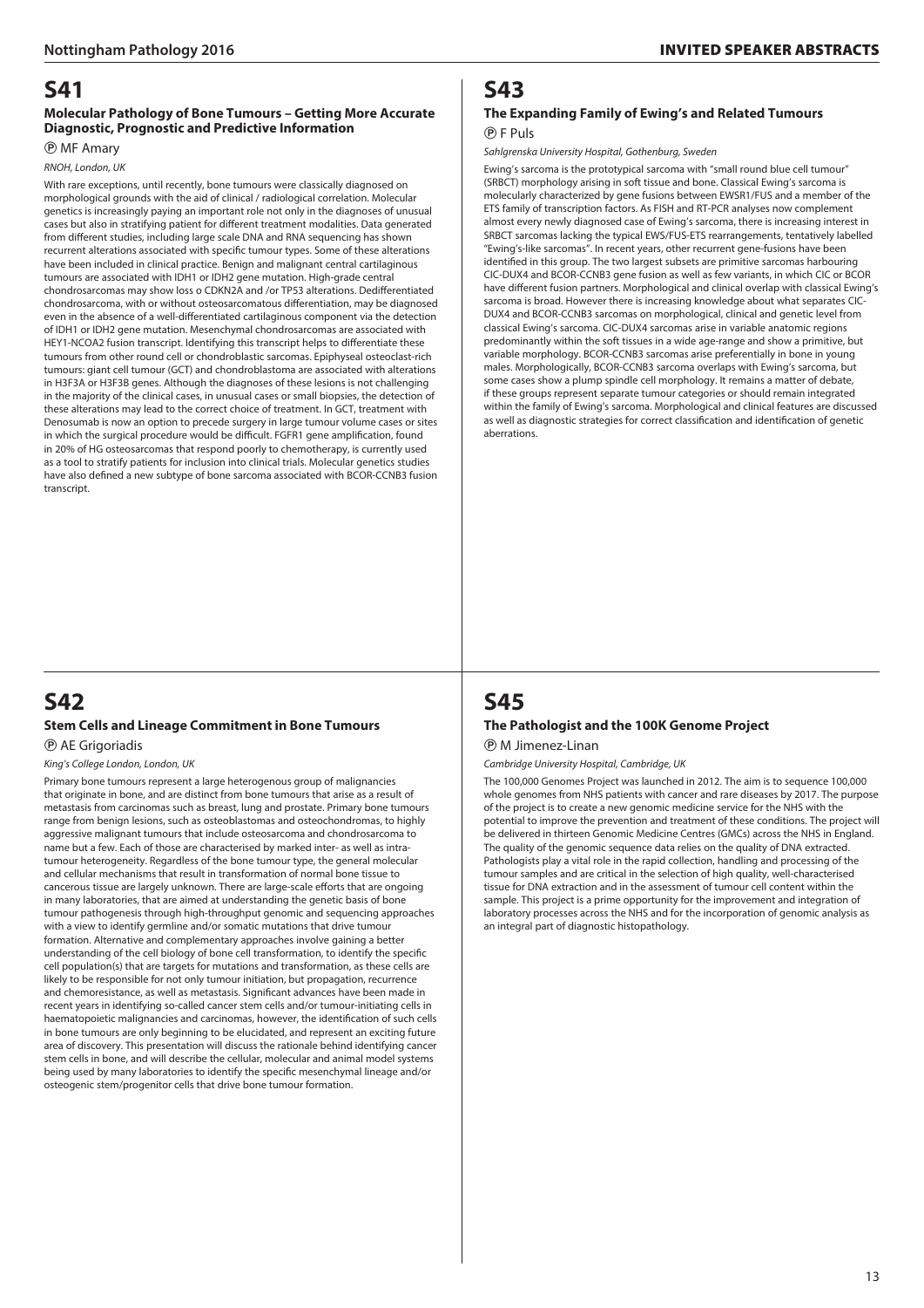# S41

### Molecular Pathology of Bone Tumours – Getting More Accurate Diagnostic, Prognostic and Predictive Information

Ⓟ MF Amary

*RNOH, London, UK*

With rare exceptions, until recently, bone tumours were classically diagnosed on morphological grounds with the aid of clinical / radiological correlation. Molecular genetics is increasingly paying an important role not only in the diagnoses of unusual cases but also in stratifying patient for different treatment modalities. Data generated from different studies, including large scale DNA and RNA sequencing has shown recurrent alterations associated with specific tumour types. Some of these alterations have been included in clinical practice. Benign and malignant central cartilaginous tumours are associated with IDH1 or IDH2 gene mutation. High-grade central chondrosarcomas may show loss o CDKN2A and /or TP53 alterations. Dedifferentiated chondrosarcoma, with or without osteosarcomatous differentiation, may be diagnosed even in the absence of a well-differentiated cartilaginous component via the detection of IDH1 or IDH2 gene mutation. Mesenchymal chondrosarcomas are associated with HEY1-NCOA2 fusion transcript. Identifying this transcript helps to differentiate these tumours from other round cell or chondroblastic sarcomas. Epiphyseal osteoclast-rich tumours: giant cell tumour (GCT) and chondroblastoma are associated with alterations in H3F3A or H3F3B genes. Although the diagnoses of these lesions is not challenging in the majority of the clinical cases, in unusual cases or small biopsies, the detection of these alterations may lead to the correct choice of treatment. In GCT, treatment with Denosumab is now an option to precede surgery in large tumour volume cases or sites in which the surgical procedure would be difficult. FGFR1 gene amplification, found in 20% of HG osteosarcomas that respond poorly to chemotherapy, is currently used as a tool to stratify patients for inclusion into clinical trials. Molecular genetics studies have also defined a new subtype of bone sarcoma associated with BCOR-CCNB3 fusion transcript.

# S42

### Stem Cells and Lineage Commitment in Bone Tumours

Ⓟ AE Grigoriadis

*King's College London, London, UK*

Primary bone tumours represent a large heterogenous group of malignancies that originate in bone, and are distinct from bone tumours that arise as a result of metastasis from carcinomas such as breast, lung and prostate. Primary bone tumours range from benign lesions, such as osteoblastomas and osteochondromas, to highly aggressive malignant tumours that include osteosarcoma and chondrosarcoma to name but a few. Each of those are characterised by marked inter- as well as intra-tumour heterogeneity. Regardless of the bone tumour type, the general molecular and cellular mechanisms that result in transformation of normal bone tissue to cancerous tissue are largely unknown. There are large-scale efforts that are ongoing in many laboratories, that are aimed at understanding the genetic basis of bone tumour pathogenesis through high-throughput genomic and sequencing approaches with a view to identify germline and/or somatic mutations that drive tumour formation. Alternative and complementary approaches involve gaining a better understanding of the cell biology of bone cell transformation, to identify the specific cell population(s) that are targets for mutations and transformation, as these cells are likely to be responsible for not only tumour initiation, but propagation, recurrence and chemoresistance, as well as metastasis. Significant advances have been made in recent years in identifying so-called cancer stem cells and/or tumour-initiating cells in haematopoietic malignancies and carcinomas, however, the identification of such cells in bone tumours are only beginning to be elucidated, and represent an exciting future area of discovery. This presentation will discuss the rationale behind identifying cancer stem cells in bone, and will describe the cellular, molecular and animal model systems being used by many laboratories to identify the specific mesenchymal lineage and/or osteogenic stem/progenitor cells that drive bone tumour formation.

# S43

### The Expanding Family of Ewing's and Related Tumours

Ⓟ F Puls

*Sahlgrenska University Hospital, Gothenburg, Sweden*

Ewing's sarcoma is the prototypical sarcoma with "small round blue cell tumour" (SRBCT) morphology arising in soft tissue and bone. Classical Ewing's sarcoma is molecularly characterized by gene fusions between EWSR1/FUS and a member of the ETS family of transcription factors. As FISH and RT-PCR analyses now complement almost every newly diagnosed case of Ewing's sarcoma, there is increasing interest in SRBCT sarcomas lacking the typical EWS/FUS-ETS rearrangements, tentatively labelled "Ewing's-like sarcomas". In recent years, other recurrent gene-fusions have been identified in this group. The two largest subsets are primitive sarcomas harbouring CIC-DUX4 and BCOR-CCNB3 gene fusion as well as few variants, in which CIC or BCOR have different fusion partners. Morphological and clinical overlap with classical Ewing's sarcoma is broad. However there is increasing knowledge about what separates CIC-DUX4 and BCOR-CCNB3 sarcomas on morphological, clinical and genetic level from classical Ewing's sarcoma. CIC-DUX4 sarcomas arise in variable anatomic regions predominantly within the soft tissues in a wide age-range and show a primitive, but variable morphology. BCOR-CCNB3 sarcomas arise preferentially in bone in young males. Morphologically, BCOR-CCNB3 sarcoma overlaps with Ewing's sarcoma, but some cases show a plump spindle cell morphology. It remains a matter of debate, if these groups represent separate tumour categories or should remain integrated within the family of Ewing's sarcoma. Morphological and clinical features are discussed as well as diagnostic strategies for correct classification and identification of genetic aberrations.

# S45

### The Pathologist and the 100K Genome Project

Ⓟ M Jimenez-Linan

*Cambridge University Hospital, Cambridge, UK*

The 100,000 Genomes Project was launched in 2012. The aim is to sequence 100,000 whole genomes from NHS patients with cancer and rare diseases by 2017. The purpose of the project is to create a new genomic medicine service for the NHS with the potential to improve the prevention and treatment of these conditions. The project will be delivered in thirteen Genomic Medicine Centres (GMCs) across the NHS in England. The quality of the genomic sequence data relies on the quality of DNA extracted. Pathologists play a vital role in the rapid collection, handling and processing of the tumour samples and are critical in the selection of high quality, well-characterised tissue for DNA extraction and in the assessment of tumour cell content within the sample. This project is a prime opportunity for the improvement and integration of laboratory processes across the NHS and for the incorporation of genomic analysis as an integral part of diagnostic histopathology.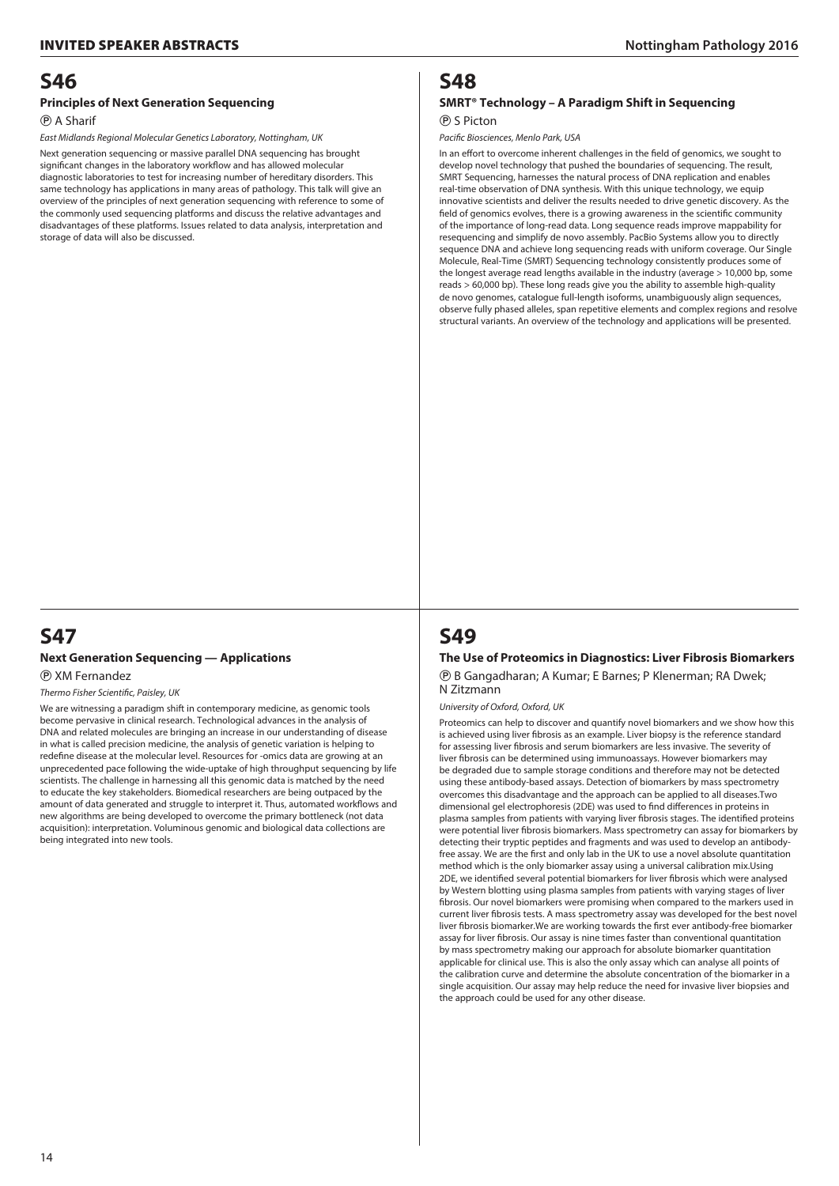# S46

### Principles of Next Generation Sequencing

Ⓟ A Sharif

*East Midlands Regional Molecular Genetics Laboratory, Nottingham, UK*

Next generation sequencing or massive parallel DNA sequencing has brought significant changes in the laboratory workflow and has allowed molecular diagnostic laboratories to test for increasing number of hereditary disorders. This same technology has applications in many areas of pathology. This talk will give an overview of the principles of next generation sequencing with reference to some of the commonly used sequencing platforms and discuss the relative advantages and disadvantages of these platforms. Issues related to data analysis, interpretation and storage of data will also be discussed.

# S47

### Next Generation Sequencing — Applications

Ⓟ XM Fernandez

*Thermo Fisher Scientific, Paisley, UK*

We are witnessing a paradigm shift in contemporary medicine, as genomic tools become pervasive in clinical research. Technological advances in the analysis of DNA and related molecules are bringing an increase in our understanding of disease in what is called precision medicine, the analysis of genetic variation is helping to redefine disease at the molecular level. Resources for -omics data are growing at an unprecedented pace following the wide-uptake of high throughput sequencing by life scientists. The challenge in harnessing all this genomic data is matched by the need to educate the key stakeholders. Biomedical researchers are being outpaced by the amount of data generated and struggle to interpret it. Thus, automated workflows and new algorithms are being developed to overcome the primary bottleneck (not data acquisition): interpretation. Voluminous genomic and biological data collections are being integrated into new tools.

# S48

### SMRT® Technology – A Paradigm Shift in Sequencing

Ⓟ S Picton

*Pacific Biosciences, Menlo Park, USA*

In an effort to overcome inherent challenges in the field of genomics, we sought to develop novel technology that pushed the boundaries of sequencing. The result, SMRT Sequencing, harnesses the natural process of DNA replication and enables real-time observation of DNA synthesis. With this unique technology, we equip innovative scientists and deliver the results needed to drive genetic discovery. As the field of genomics evolves, there is a growing awareness in the scientific community of the importance of long-read data. Long sequence reads improve mappability for resequencing and simplify de novo assembly. PacBio Systems allow you to directly sequence DNA and achieve long sequencing reads with uniform coverage. Our Single Molecule, Real-Time (SMRT) Sequencing technology consistently produces some of the longest average read lengths available in the industry (average > 10,000 bp, some reads > 60,000 bp). These long reads give you the ability to assemble high-quality de novo genomes, catalogue full-length isoforms, unambiguously align sequences, observe fully phased alleles, span repetitive elements and complex regions and resolve structural variants. An overview of the technology and applications will be presented.

# S49

### The Use of Proteomics in Diagnostics: Liver Fibrosis Biomarkers

Ⓟ B Gangadharan; A Kumar; E Barnes; P Klenerman; RA Dwek; N Zitzmann

*University of Oxford, Oxford, UK*

Proteomics can help to discover and quantify novel biomarkers and we show how this is achieved using liver fibrosis as an example. Liver biopsy is the reference standard for assessing liver fibrosis and serum biomarkers are less invasive. The severity of liver fibrosis can be determined using immunoassays. However biomarkers may be degraded due to sample storage conditions and therefore may not be detected using these antibody-based assays. Detection of biomarkers by mass spectrometry overcomes this disadvantage and the approach can be applied to all diseases.Two dimensional gel electrophoresis (2DE) was used to find differences in proteins in plasma samples from patients with varying liver fibrosis stages. The identified proteins were potential liver fibrosis biomarkers. Mass spectrometry can assay for biomarkers by detecting their tryptic peptides and fragments and was used to develop an antibody-free assay. We are the first and only lab in the UK to use a novel absolute quantitation method which is the only biomarker assay using a universal calibration mix.Using 2DE, we identified several potential biomarkers for liver fibrosis which were analysed by Western blotting using plasma samples from patients with varying stages of liver fibrosis. Our novel biomarkers were promising when compared to the markers used in current liver fibrosis tests. A mass spectrometry assay was developed for the best novel liver fibrosis biomarker.We are working towards the first ever antibody-free biomarker assay for liver fibrosis. Our assay is nine times faster than conventional quantitation by mass spectrometry making our approach for absolute biomarker quantitation applicable for clinical use. This is also the only assay which can analyse all points of the calibration curve and determine the absolute concentration of the biomarker in a single acquisition. Our assay may help reduce the need for invasive liver biopsies and the approach could be used for any other disease.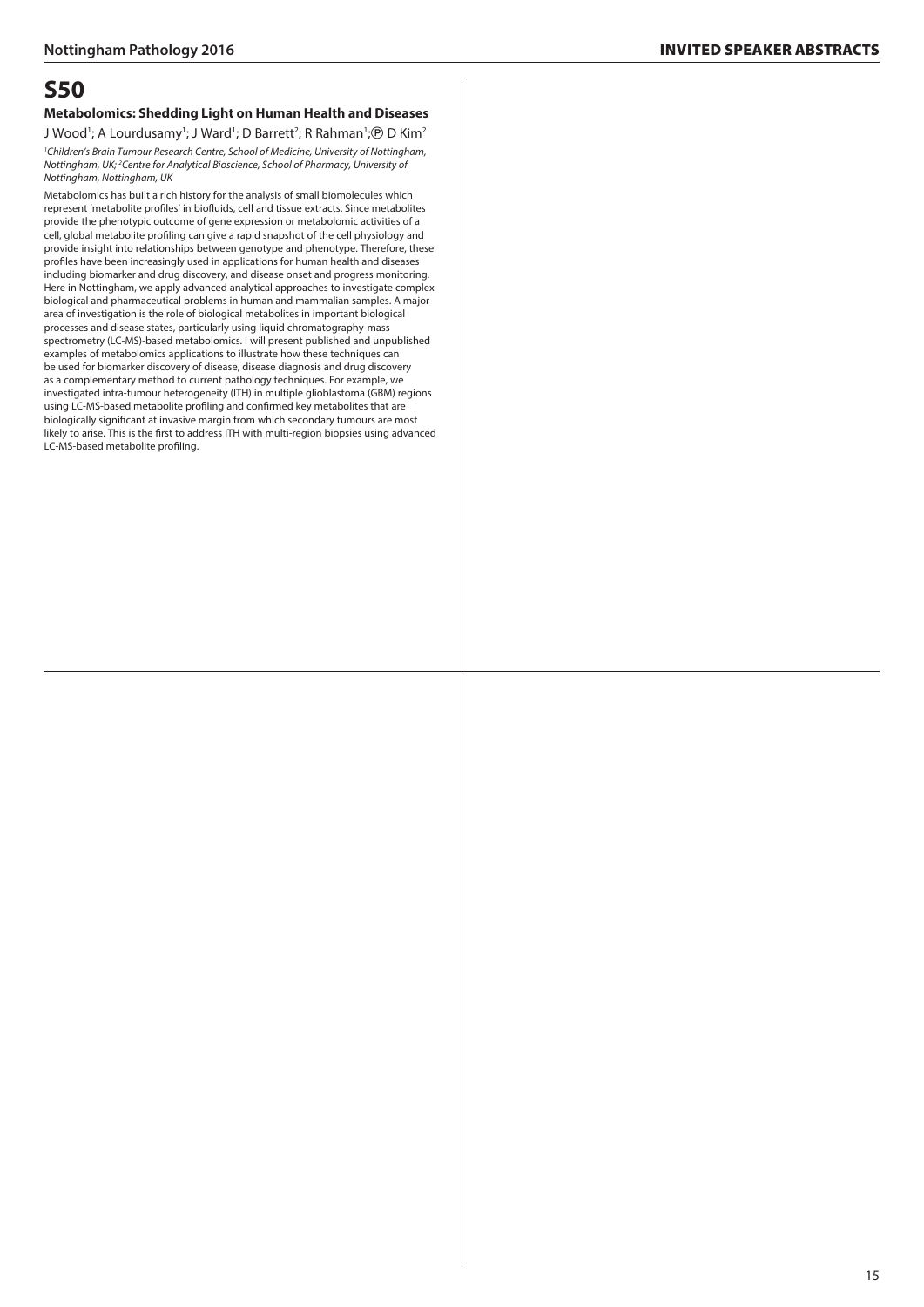# S50

### Metabolomics: Shedding Light on Human Health and Diseases

J Wood[1]; A Lourdusamy[1]; J Ward[1]; D Barrett[2]; R Rahman[1]; Ⓟ D Kim[2]

*[1]Children's Brain Tumour Research Centre, School of Medicine, University of Nottingham, Nottingham, UK; [2]Centre for Analytical Bioscience, School of Pharmacy, University of Nottingham, Nottingham, UK*

Metabolomics has built a rich history for the analysis of small biomolecules which represent 'metabolite profiles' in biofluids, cell and tissue extracts. Since metabolites provide the phenotypic outcome of gene expression or metabolomic activities of a cell, global metabolite profiling can give a rapid snapshot of the cell physiology and provide insight into relationships between genotype and phenotype. Therefore, these profiles have been increasingly used in applications for human health and diseases including biomarker and drug discovery, and disease onset and progress monitoring. Here in Nottingham, we apply advanced analytical approaches to investigate complex biological and pharmaceutical problems in human and mammalian samples. A major area of investigation is the role of biological metabolites in important biological processes and disease states, particularly using liquid chromatography-mass spectrometry (LC-MS)-based metabolomics. I will present published and unpublished examples of metabolomics applications to illustrate how these techniques can be used for biomarker discovery of disease, disease diagnosis and drug discovery as a complementary method to current pathology techniques. For example, we investigated intra-tumour heterogeneity (ITH) in multiple glioblastoma (GBM) regions using LC-MS-based metabolite profiling and confirmed key metabolites that are biologically significant at invasive margin from which secondary tumours are most likely to arise. This is the first to address ITH with multi-region biopsies using advanced LC-MS-based metabolite profiling.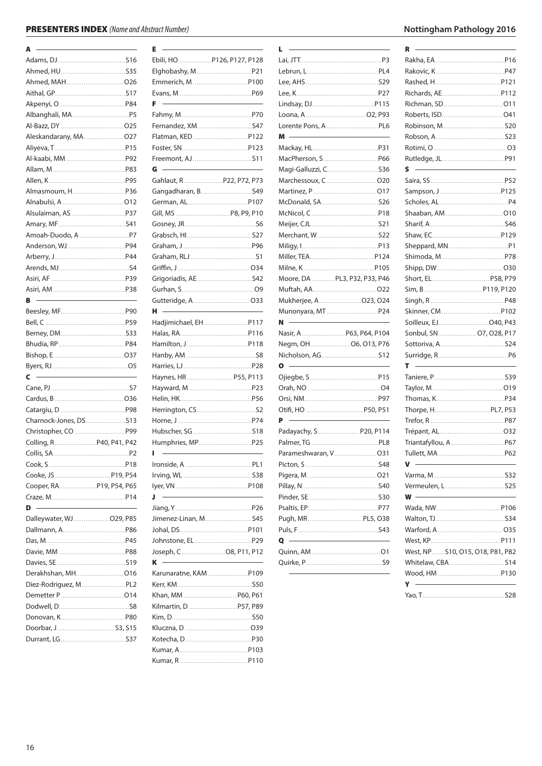## PRESENTERS INDEX *(Name and Abstract Number)*

### A

Adams, DJ ..... S16
Ahmed, HU ..... S35
Ahmed, MAH ..... O26
Aithal, GP ..... S17
Akpenyi, O ..... P84
Albanghali, MA ..... P5
Al-Bazz, DY ..... O25
Aleskandarany, MA ..... O27
Aliyeva, T ..... P15
Al-kaabi, MM ..... P92
Allam, M ..... P83
Allen, K ..... P95
Almasmoum, H ..... P36
Alnabulsi, A ..... O12
Alsulaiman, AS ..... P37
Amary, MF ..... S41
Amoah-Duodo, A ..... P7
Anderson, WJ ..... P94
Arberry, J ..... P44
Arends, MJ ..... S4
Asiri, AF ..... P39
Asiri, AM ..... P38

### B

Beesley, MF ..... P90
Bell, C ..... P59
Berney, DM ..... S33
Bhudia, RP ..... P84
Bishop, E ..... O37
Byers, RJ ..... O5

### C

Cane, PJ ..... S7
Cardus, B ..... O36
Catargiu, D ..... P98
Charnock-Jones, DS ..... S13
Christopher, CO ..... P99
Colling, R ..... P40, P41, P42
Collis, SA ..... P2
Cook, S ..... P18
Cooke, JS ..... P19, P54
Cooper, RA ..... P19, P54, P65
Craze, M ..... P14

### D

Dalleywater, WJ ..... O29, P85
Dallmann, A ..... P86
Das, M ..... P45
Davie, MM ..... P88
Davies, SE ..... S19
Derakhshan, MH ..... O16
Diez-Rodriguez, M ..... PL2
Demetter P ..... O14
Dodwell, D ..... S8
Donovan, K ..... P80
Doorbar, J ..... S3, S15
Durrant, LG ..... S37

### E

Ebili, HO ..... P126, P127, P128
Elghobashy, M ..... P21
Emmerich, M ..... P100
Evans, M ..... P69

### F

Fahmy, M ..... P70
Fernandez, XM ..... S47
Flatman, KED ..... P122
Foster, SN ..... P123
Freemont, AJ ..... S11

### G

Gahlaut, R ..... P22, P72, P73
Gangadharan, B ..... S49
German, AL ..... P107
Gill, MS ..... P8, P9, P10
Gosney, JR ..... S6
Grabsch, HI ..... S27
Graham, J ..... P96
Graham, RLJ ..... S1
Griffin, J ..... O34
Grigoriadis, AE ..... S42
Gurhan, S ..... O9
Gutteridge, A ..... O33

### H

Hadjimichael, EH ..... P117
Halas, RA ..... P116
Hamilton, J ..... P118
Hanby, AM ..... S8
Harries, LJ ..... P28
Haynes, HR ..... P55, P113
Hayward, M ..... P23
Helin, HK ..... P56
Herrington, CS ..... S2
Horne, J ..... P74
Hubscher, SG ..... S18
Humphries, MP ..... P25

### I

Ironside, A ..... PL1
Irving, WL ..... S38
Iyer, VN ..... P108

### J

Jiang, Y ..... P26
Jimenez-Linan, M ..... S45
Johal, DS ..... P101
Johnstone, EL ..... P29
Joseph, C ..... O8, P11, P12

### K

Karunaratne, KAM ..... P109
Kerr, KM ..... S50
Khan, MM ..... P60, P61
Kilmartin, D ..... P57, P89
Kim, D ..... S50
Kluczna, D ..... O39
Kotecha, D ..... P30
Kumar, A ..... P103
Kumar, R ..... P110

### L

Lai, JTT ..... P3
Lebrun, L ..... PL4
Lee, AHS ..... S29
Lee, K ..... P27
Lindsay, DJ ..... P115
Loona, A ..... O2, P93
Lorente Pons, A ..... PL6

### M

Mackay, HL ..... P31
MacPherson, S ..... P66
Magi-Galluzzi, C ..... S36
Marchessoux, C ..... O20
Martinez, P ..... O17
McDonald, SA ..... S26
McNicol, C ..... P18
Meijer, CJL ..... S21
Merchant, W ..... S22
Miligy, I ..... P13
Miller, TEA ..... P124
Milne, K ..... P105
Moore, DA ..... PL3, P32, P33, P46
Muftah, AA ..... O22
Mukherjee, A ..... O23, O24
Munonyara, MT ..... P24

### N

Nasir, A ..... P63, P64, P104
Negm, OH ..... O6, O13, P76
Nicholson, AG ..... S12

### O

Ojiegbe, S ..... P15
Orah, NO ..... O4
Orsi, NM ..... P97
Otifi, HO ..... P50, P51

### P

Padayachy, S ..... P20, P114
Palmer, TG ..... PL8
Parameshwaran, V ..... O31
Picton, S ..... S48
Pigera, M ..... O21
Pillay, N ..... S40
Pinder, SE ..... S30
Psaltis, EP ..... P77
Pugh, MR ..... PL5, O38
Puls, F ..... S43

### Q

Quinn, AM ..... O1
Quirke, P ..... S9

### R

Rakha, EA ..... P16
Rakovic, K ..... P47
Rashed, H ..... P121
Richards, AE ..... P112
Richman, SD ..... O11
Roberts, ISD ..... O41
Robinson, M ..... S20
Robson, A ..... S23
Rotimi, O ..... O3
Rutledge, JL ..... P91

### S

Saira, SS ..... P52
Sampson, J ..... P125
Scholes, AL ..... P4
Shaaban, AM ..... O10
Sharif, A ..... S46
Shaw, EC ..... P129
Sheppard, MN ..... P1
Shimoda, M ..... P78
Shipp, DW ..... O30
Short, EL ..... P58, P79
Sim, B ..... P119, P120
Singh, R ..... P48
Skinner, CM ..... P102
Soilleux, EJ ..... O40, P43
Sonbul, SN ..... O7, O28, P17
Sottoriva, A ..... S24
Surridge, R ..... P6

### T

Taniere, P ..... S39
Taylor, M ..... O19
Thomas, K ..... P34
Thorpe, H ..... PL7, P53
Trefor, R ..... P87
Trépant, AL ..... O32
Triantafyllou, A ..... P67
Tullett, MA ..... P62

### V

Varma, M ..... S32
Vermeulen, L ..... S25

### W

Wada, NW ..... P106
Walton, TJ ..... S34
Warford, A ..... O35
West, KP ..... P111
West, NP ..... S10, O15, O18, P81, P82
Whitelaw, CBA ..... S14
Wood, HM ..... P130

### Y

Yao, T ..... S28